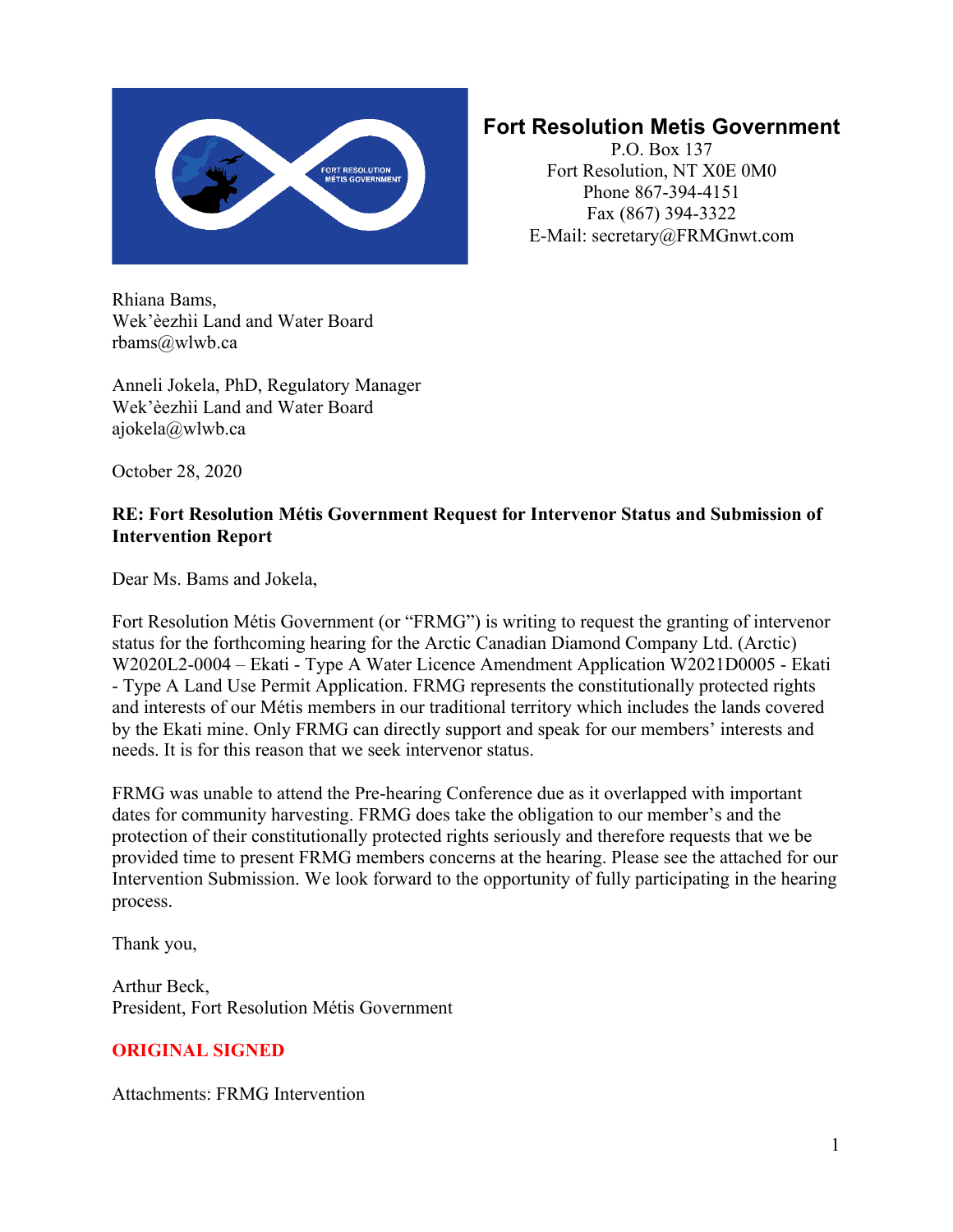**Fort Resolution Metis Government**

P.O. Box 137
Fort Resolution, NT X0E 0M0
Phone 867-394-4151
Fax (867) 394-3322
E-Mail: secretary@FRMGnwt.com

Rhiana Bams,
Wek'èezhìi Land and Water Board
rbams@wlwb.ca

Anneli Jokela, PhD, Regulatory Manager
Wek'èezhìi Land and Water Board
ajokela@wlwb.ca

October 28, 2020

**RE: Fort Resolution Métis Government Request for Intervenor Status and Submission of Intervention Report**

Dear Ms. Bams and Jokela,

Fort Resolution Métis Government (or "FRMG") is writing to request the granting of intervenor status for the forthcoming hearing for the Arctic Canadian Diamond Company Ltd. (Arctic) W2020L2-0004 – Ekati - Type A Water Licence Amendment Application W2021D0005 - Ekati - Type A Land Use Permit Application. FRMG represents the constitutionally protected rights and interests of our Métis members in our traditional territory which includes the lands covered by the Ekati mine. Only FRMG can directly support and speak for our members' interests and needs. It is for this reason that we seek intervenor status.

FRMG was unable to attend the Pre-hearing Conference due as it overlapped with important dates for community harvesting. FRMG does take the obligation to our member's and the protection of their constitutionally protected rights seriously and therefore requests that we be provided time to present FRMG members concerns at the hearing. Please see the attached for our Intervention Submission. We look forward to the opportunity of fully participating in the hearing process.

Thank you,

Arthur Beck,
President, Fort Resolution Métis Government

**ORIGINAL SIGNED**

Attachments: FRMG Intervention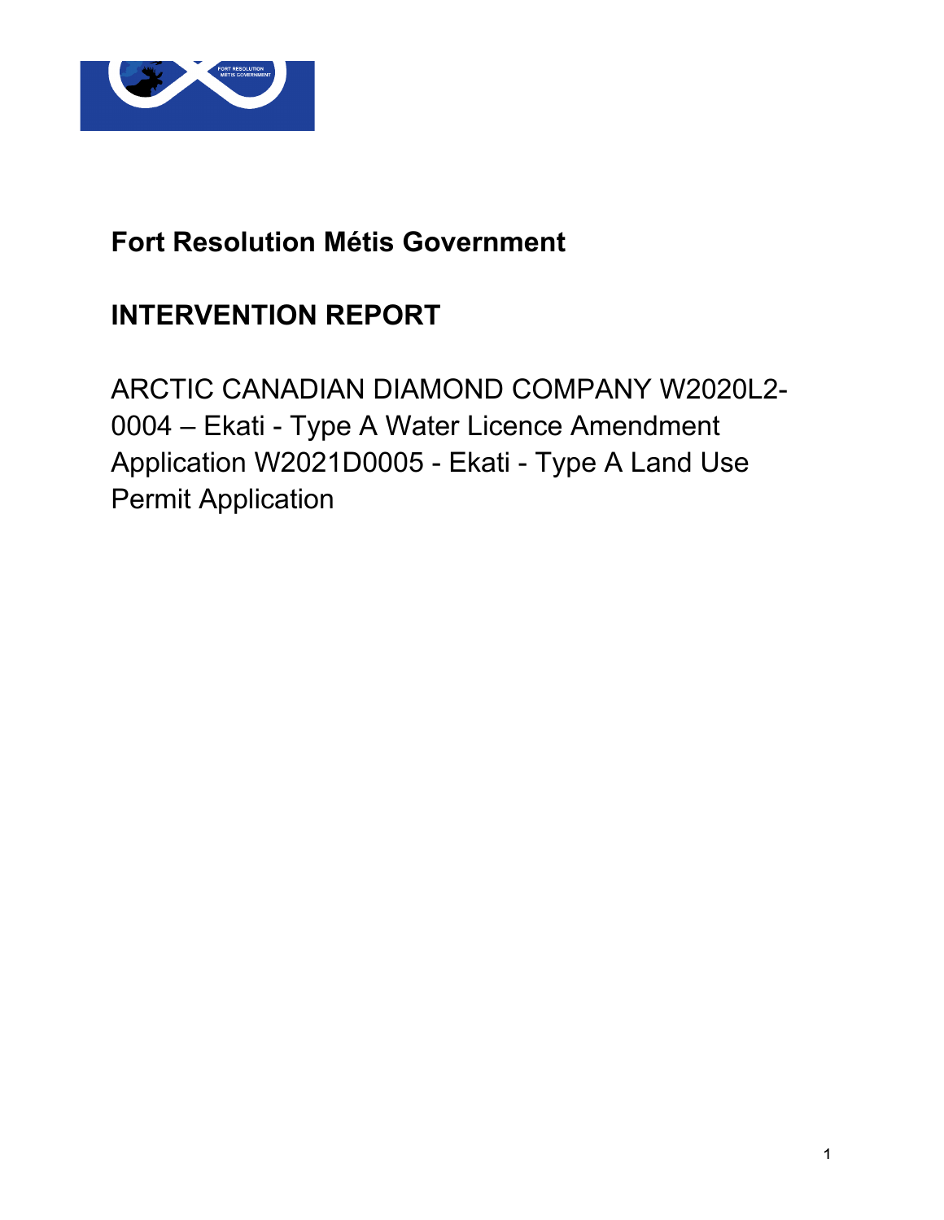# Fort Resolution Métis Government

## INTERVENTION REPORT

ARCTIC CANADIAN DIAMOND COMPANY W2020L2-0004 – Ekati - Type A Water Licence Amendment Application W2021D0005 - Ekati - Type A Land Use Permit Application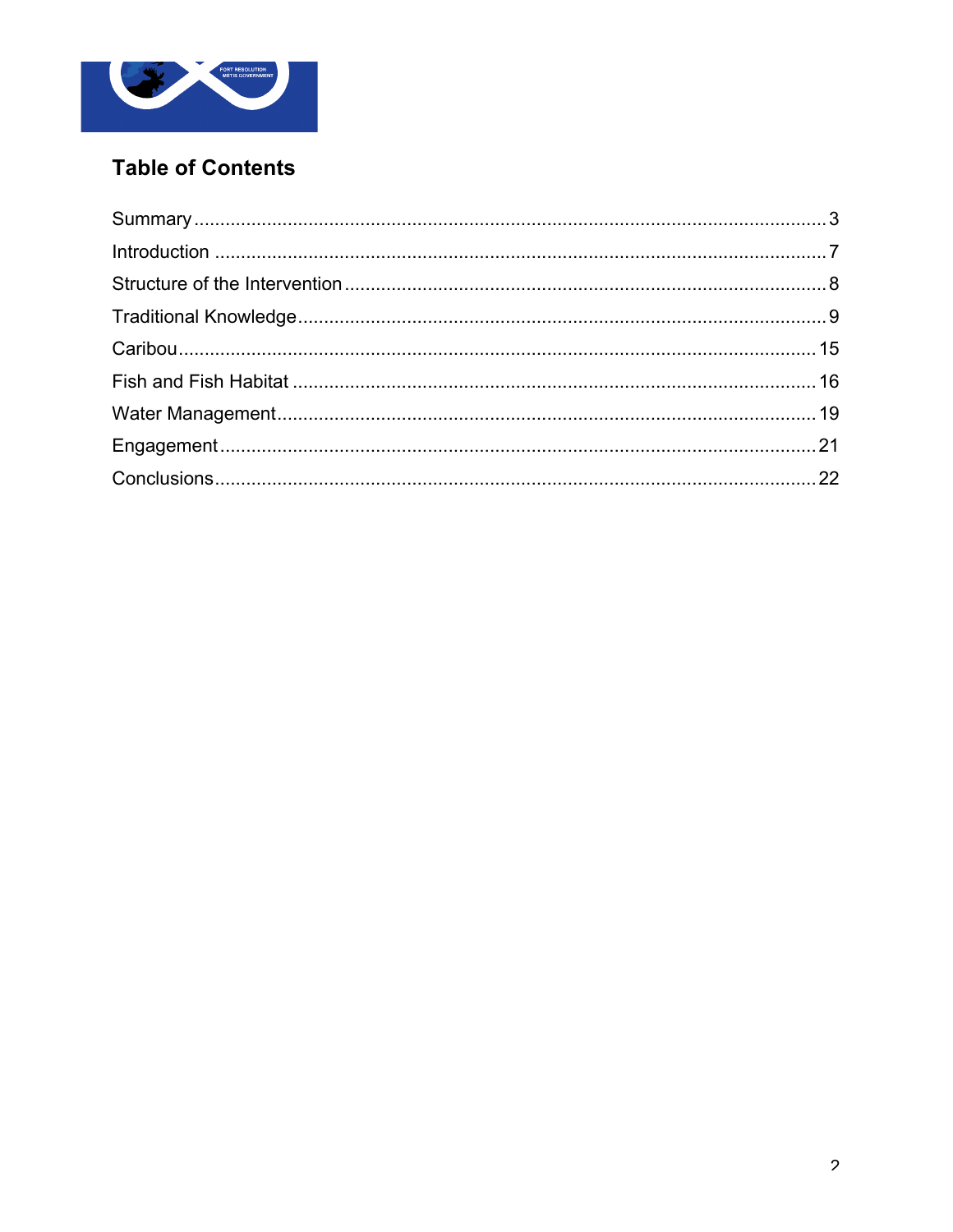## Table of Contents

Summary ........................................................................................................... 3

Introduction ........................................................................................................ 7

Structure of the Intervention .............................................................................. 8

Traditional Knowledge ........................................................................................ 9

Caribou ............................................................................................................ 15

Fish and Fish Habitat ........................................................................................ 16

Water Management .......................................................................................... 19

Engagement ..................................................................................................... 21

Conclusions ...................................................................................................... 22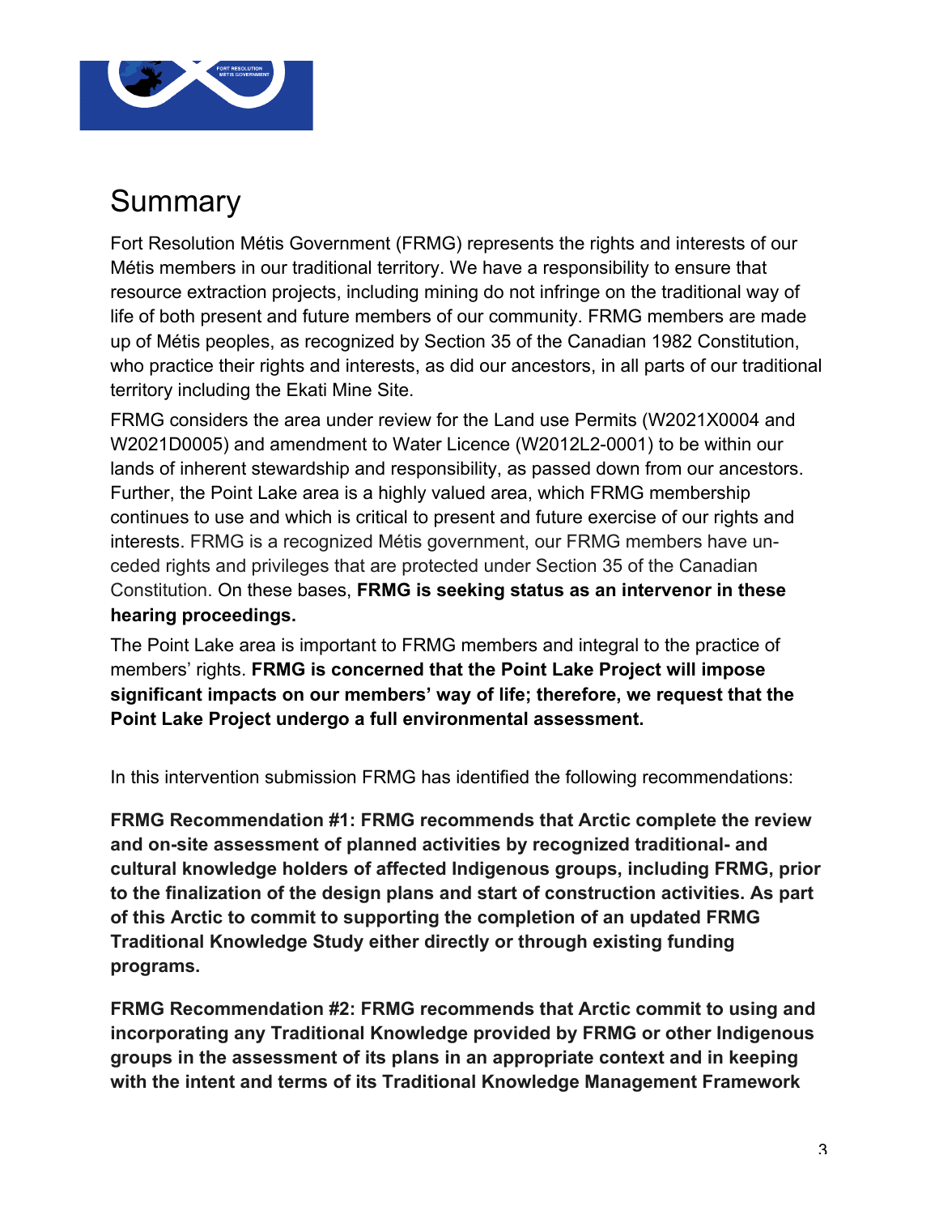# Summary

Fort Resolution Métis Government (FRMG) represents the rights and interests of our Métis members in our traditional territory. We have a responsibility to ensure that resource extraction projects, including mining do not infringe on the traditional way of life of both present and future members of our community. FRMG members are made up of Métis peoples, as recognized by Section 35 of the Canadian 1982 Constitution, who practice their rights and interests, as did our ancestors, in all parts of our traditional territory including the Ekati Mine Site.

FRMG considers the area under review for the Land use Permits (W2021X0004 and W2021D0005) and amendment to Water Licence (W2012L2-0001) to be within our lands of inherent stewardship and responsibility, as passed down from our ancestors. Further, the Point Lake area is a highly valued area, which FRMG membership continues to use and which is critical to present and future exercise of our rights and interests. FRMG is a recognized Métis government, our FRMG members have un-ceded rights and privileges that are protected under Section 35 of the Canadian Constitution. On these bases, **FRMG is seeking status as an intervenor in these hearing proceedings.**

The Point Lake area is important to FRMG members and integral to the practice of members' rights. **FRMG is concerned that the Point Lake Project will impose significant impacts on our members' way of life; therefore, we request that the Point Lake Project undergo a full environmental assessment.**

In this intervention submission FRMG has identified the following recommendations:

**FRMG Recommendation #1: FRMG recommends that Arctic complete the review and on-site assessment of planned activities by recognized traditional- and cultural knowledge holders of affected Indigenous groups, including FRMG, prior to the finalization of the design plans and start of construction activities. As part of this Arctic to commit to supporting the completion of an updated FRMG Traditional Knowledge Study either directly or through existing funding programs.**

**FRMG Recommendation #2: FRMG recommends that Arctic commit to using and incorporating any Traditional Knowledge provided by FRMG or other Indigenous groups in the assessment of its plans in an appropriate context and in keeping with the intent and terms of its Traditional Knowledge Management Framework**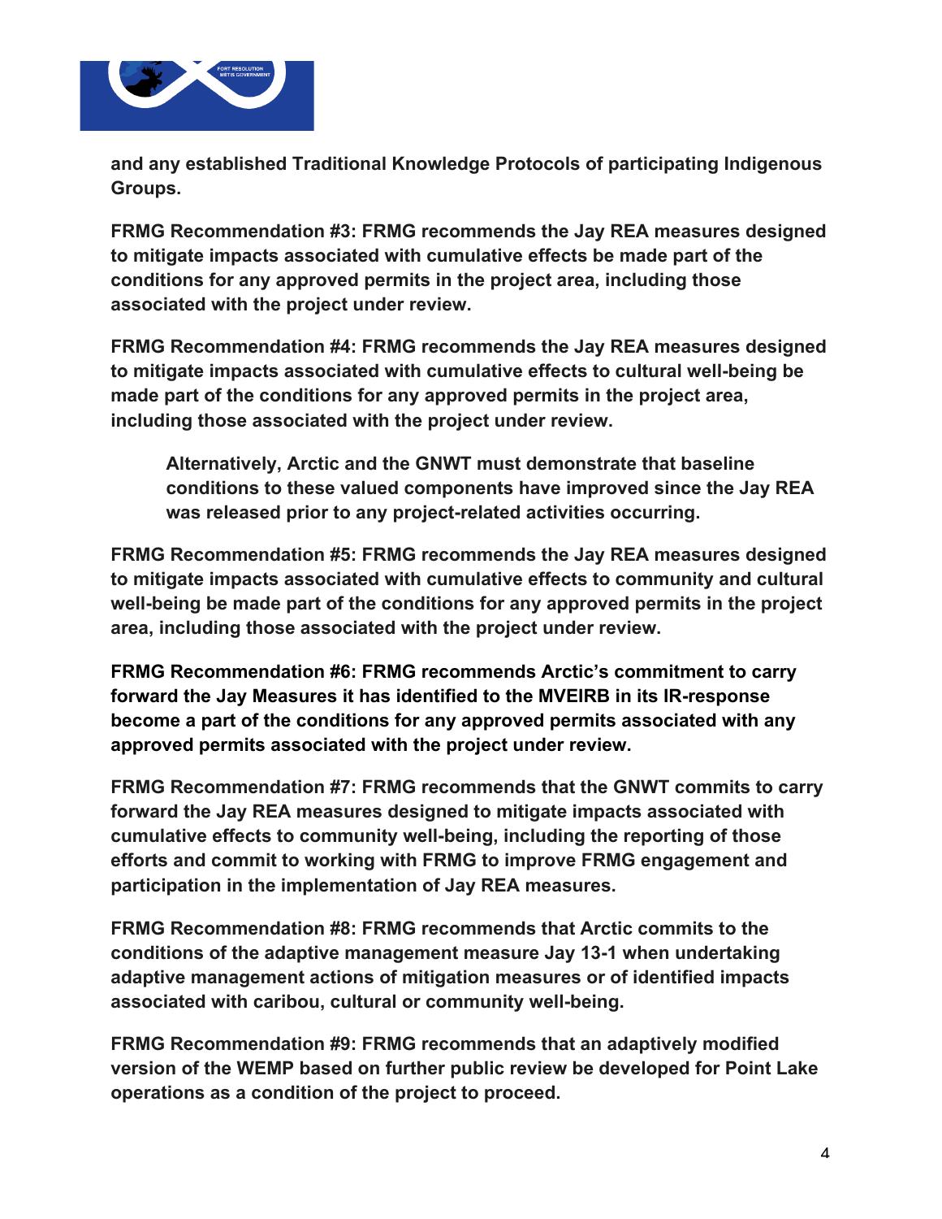**and any established Traditional Knowledge Protocols of participating Indigenous Groups.**

**FRMG Recommendation #3: FRMG recommends the Jay REA measures designed to mitigate impacts associated with cumulative effects be made part of the conditions for any approved permits in the project area, including those associated with the project under review.**

**FRMG Recommendation #4: FRMG recommends the Jay REA measures designed to mitigate impacts associated with cumulative effects to cultural well-being be made part of the conditions for any approved permits in the project area, including those associated with the project under review.**

> **Alternatively, Arctic and the GNWT must demonstrate that baseline conditions to these valued components have improved since the Jay REA was released prior to any project-related activities occurring.**

**FRMG Recommendation #5: FRMG recommends the Jay REA measures designed to mitigate impacts associated with cumulative effects to community and cultural well-being be made part of the conditions for any approved permits in the project area, including those associated with the project under review.**

**FRMG Recommendation #6: FRMG recommends Arctic's commitment to carry forward the Jay Measures it has identified to the MVEIRB in its IR-response become a part of the conditions for any approved permits associated with any approved permits associated with the project under review.**

**FRMG Recommendation #7: FRMG recommends that the GNWT commits to carry forward the Jay REA measures designed to mitigate impacts associated with cumulative effects to community well-being, including the reporting of those efforts and commit to working with FRMG to improve FRMG engagement and participation in the implementation of Jay REA measures.**

**FRMG Recommendation #8: FRMG recommends that Arctic commits to the conditions of the adaptive management measure Jay 13-1 when undertaking adaptive management actions of mitigation measures or of identified impacts associated with caribou, cultural or community well-being.**

**FRMG Recommendation #9: FRMG recommends that an adaptively modified version of the WEMP based on further public review be developed for Point Lake operations as a condition of the project to proceed.**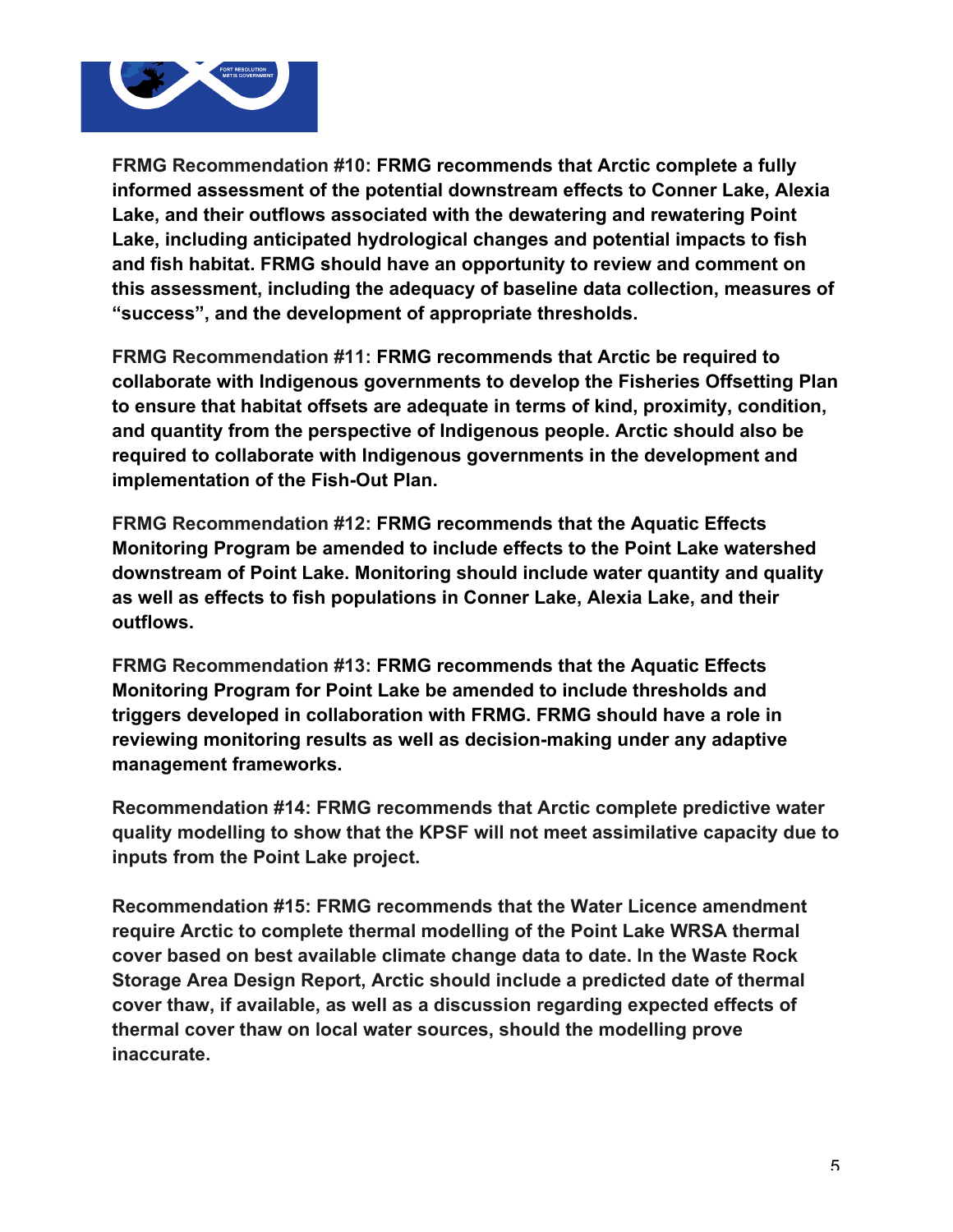**FRMG Recommendation #10: FRMG recommends that Arctic complete a fully informed assessment of the potential downstream effects to Conner Lake, Alexia Lake, and their outflows associated with the dewatering and rewatering Point Lake, including anticipated hydrological changes and potential impacts to fish and fish habitat. FRMG should have an opportunity to review and comment on this assessment, including the adequacy of baseline data collection, measures of "success", and the development of appropriate thresholds.**

**FRMG Recommendation #11: FRMG recommends that Arctic be required to collaborate with Indigenous governments to develop the Fisheries Offsetting Plan to ensure that habitat offsets are adequate in terms of kind, proximity, condition, and quantity from the perspective of Indigenous people. Arctic should also be required to collaborate with Indigenous governments in the development and implementation of the Fish-Out Plan.**

**FRMG Recommendation #12: FRMG recommends that the Aquatic Effects Monitoring Program be amended to include effects to the Point Lake watershed downstream of Point Lake. Monitoring should include water quantity and quality as well as effects to fish populations in Conner Lake, Alexia Lake, and their outflows.**

**FRMG Recommendation #13: FRMG recommends that the Aquatic Effects Monitoring Program for Point Lake be amended to include thresholds and triggers developed in collaboration with FRMG. FRMG should have a role in reviewing monitoring results as well as decision-making under any adaptive management frameworks.**

**Recommendation #14: FRMG recommends that Arctic complete predictive water quality modelling to show that the KPSF will not meet assimilative capacity due to inputs from the Point Lake project.**

**Recommendation #15: FRMG recommends that the Water Licence amendment require Arctic to complete thermal modelling of the Point Lake WRSA thermal cover based on best available climate change data to date. In the Waste Rock Storage Area Design Report, Arctic should include a predicted date of thermal cover thaw, if available, as well as a discussion regarding expected effects of thermal cover thaw on local water sources, should the modelling prove inaccurate.**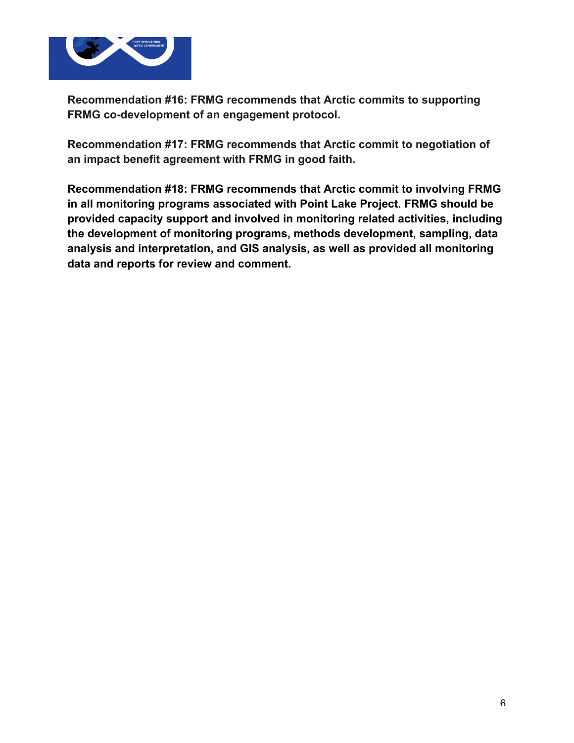**Recommendation #16: FRMG recommends that Arctic commits to supporting FRMG co-development of an engagement protocol.**

**Recommendation #17: FRMG recommends that Arctic commit to negotiation of an impact benefit agreement with FRMG in good faith.**

**Recommendation #18: FRMG recommends that Arctic commit to involving FRMG in all monitoring programs associated with Point Lake Project. FRMG should be provided capacity support and involved in monitoring related activities, including the development of monitoring programs, methods development, sampling, data analysis and interpretation, and GIS analysis, as well as provided all monitoring data and reports for review and comment.**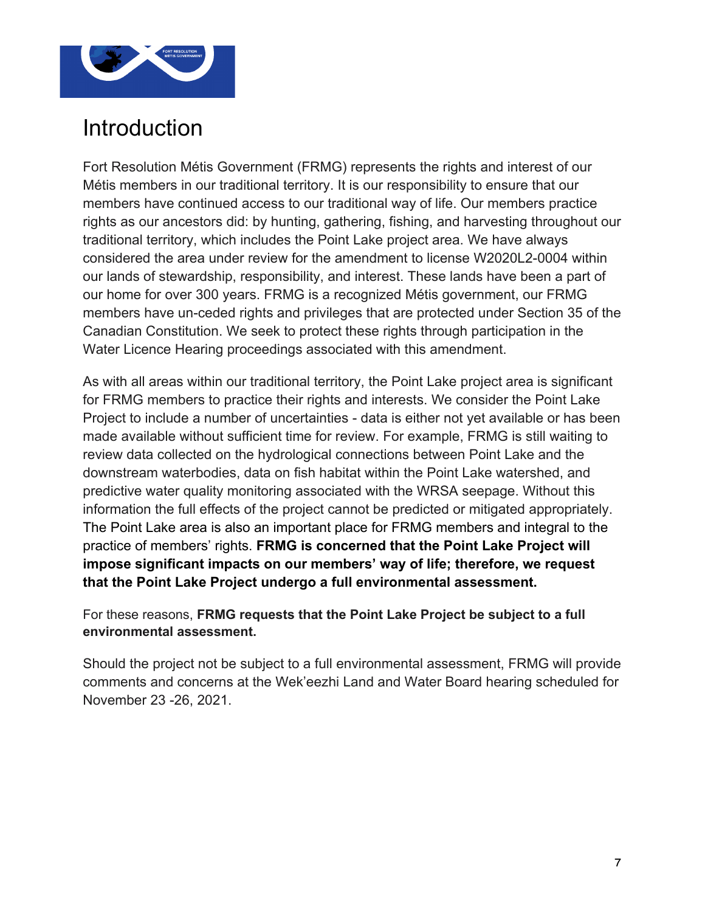# Introduction

Fort Resolution Métis Government (FRMG) represents the rights and interest of our Métis members in our traditional territory. It is our responsibility to ensure that our members have continued access to our traditional way of life. Our members practice rights as our ancestors did: by hunting, gathering, fishing, and harvesting throughout our traditional territory, which includes the Point Lake project area. We have always considered the area under review for the amendment to license W2020L2-0004 within our lands of stewardship, responsibility, and interest. These lands have been a part of our home for over 300 years. FRMG is a recognized Métis government, our FRMG members have un-ceded rights and privileges that are protected under Section 35 of the Canadian Constitution. We seek to protect these rights through participation in the Water Licence Hearing proceedings associated with this amendment.

As with all areas within our traditional territory, the Point Lake project area is significant for FRMG members to practice their rights and interests. We consider the Point Lake Project to include a number of uncertainties - data is either not yet available or has been made available without sufficient time for review. For example, FRMG is still waiting to review data collected on the hydrological connections between Point Lake and the downstream waterbodies, data on fish habitat within the Point Lake watershed, and predictive water quality monitoring associated with the WRSA seepage. Without this information the full effects of the project cannot be predicted or mitigated appropriately. The Point Lake area is also an important place for FRMG members and integral to the practice of members' rights. **FRMG is concerned that the Point Lake Project will impose significant impacts on our members' way of life; therefore, we request that the Point Lake Project undergo a full environmental assessment.**

For these reasons, **FRMG requests that the Point Lake Project be subject to a full environmental assessment.**

Should the project not be subject to a full environmental assessment, FRMG will provide comments and concerns at the Wek'eezhi Land and Water Board hearing scheduled for November 23 -26, 2021.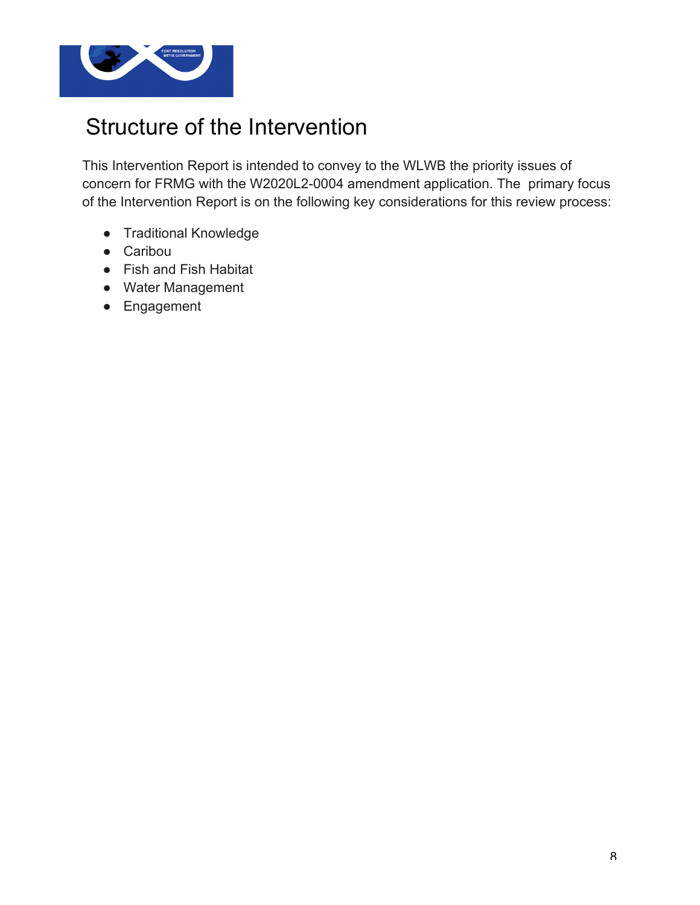# Structure of the Intervention

This Intervention Report is intended to convey to the WLWB the priority issues of concern for FRMG with the W2020L2-0004 amendment application. The primary focus of the Intervention Report is on the following key considerations for this review process:

- Traditional Knowledge
- Caribou
- Fish and Fish Habitat
- Water Management
- Engagement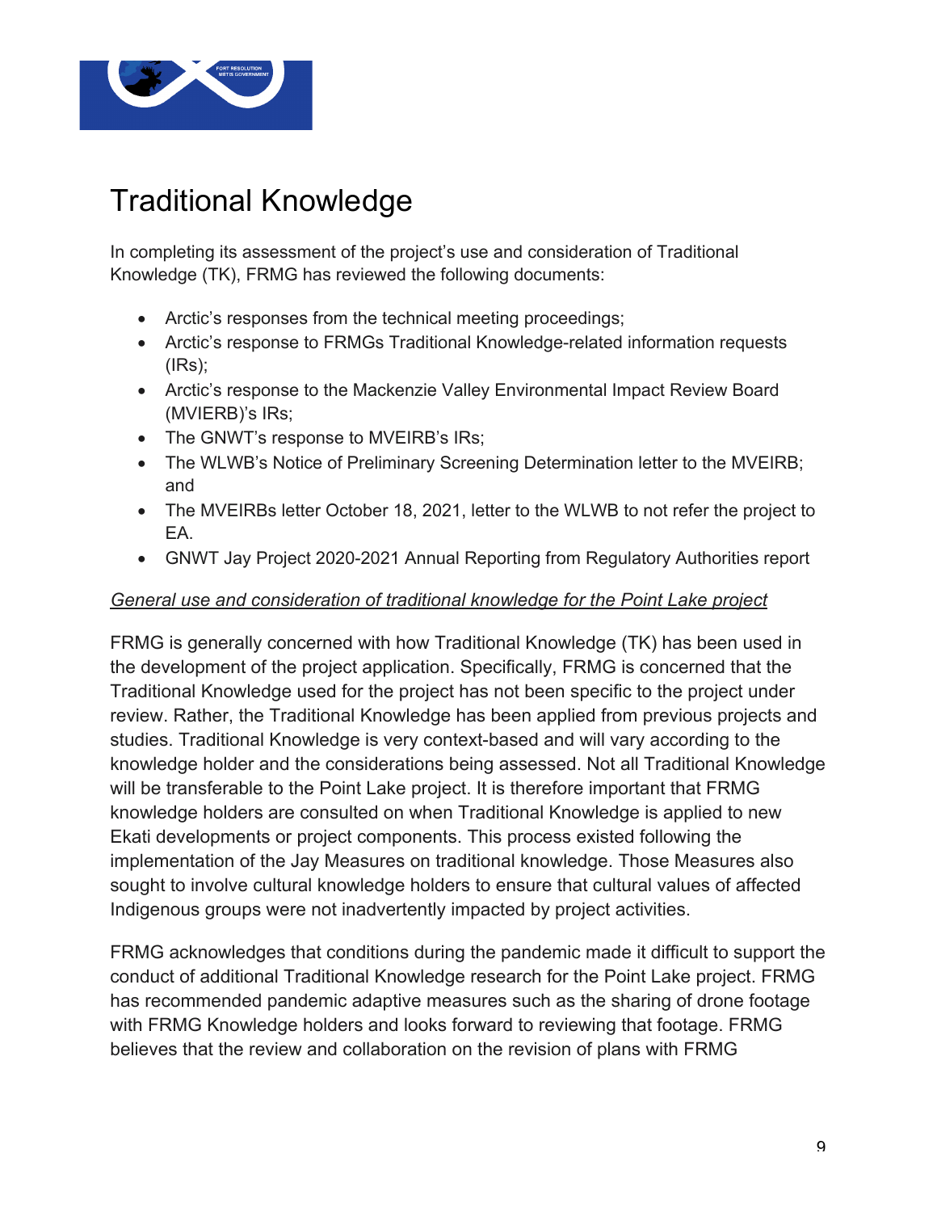# Traditional Knowledge

In completing its assessment of the project's use and consideration of Traditional Knowledge (TK), FRMG has reviewed the following documents:

- Arctic's responses from the technical meeting proceedings;
- Arctic's response to FRMGs Traditional Knowledge-related information requests (IRs);
- Arctic's response to the Mackenzie Valley Environmental Impact Review Board (MVIERB)'s IRs;
- The GNWT's response to MVEIRB's IRs;
- The WLWB's Notice of Preliminary Screening Determination letter to the MVEIRB; and
- The MVEIRBs letter October 18, 2021, letter to the WLWB to not refer the project to EA.
- GNWT Jay Project 2020-2021 Annual Reporting from Regulatory Authorities report

*General use and consideration of traditional knowledge for the Point Lake project*

FRMG is generally concerned with how Traditional Knowledge (TK) has been used in the development of the project application. Specifically, FRMG is concerned that the Traditional Knowledge used for the project has not been specific to the project under review. Rather, the Traditional Knowledge has been applied from previous projects and studies. Traditional Knowledge is very context-based and will vary according to the knowledge holder and the considerations being assessed. Not all Traditional Knowledge will be transferable to the Point Lake project. It is therefore important that FRMG knowledge holders are consulted on when Traditional Knowledge is applied to new Ekati developments or project components. This process existed following the implementation of the Jay Measures on traditional knowledge. Those Measures also sought to involve cultural knowledge holders to ensure that cultural values of affected Indigenous groups were not inadvertently impacted by project activities.

FRMG acknowledges that conditions during the pandemic made it difficult to support the conduct of additional Traditional Knowledge research for the Point Lake project. FRMG has recommended pandemic adaptive measures such as the sharing of drone footage with FRMG Knowledge holders and looks forward to reviewing that footage. FRMG believes that the review and collaboration on the revision of plans with FRMG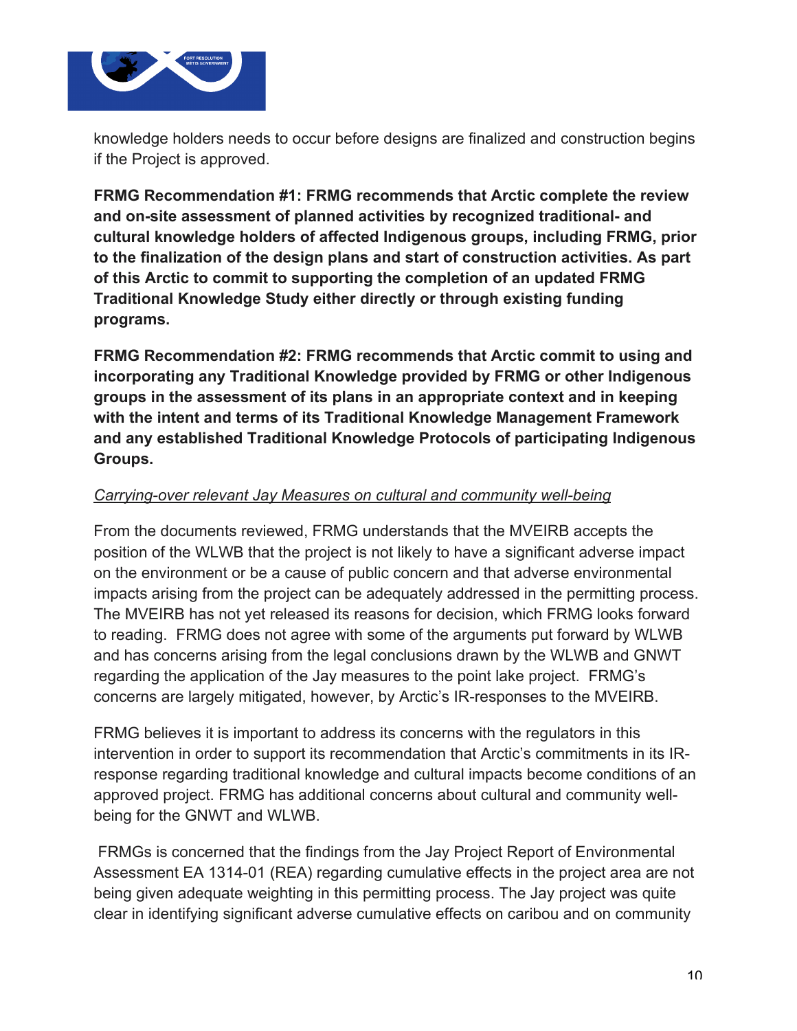knowledge holders needs to occur before designs are finalized and construction begins if the Project is approved.

**FRMG Recommendation #1: FRMG recommends that Arctic complete the review and on-site assessment of planned activities by recognized traditional- and cultural knowledge holders of affected Indigenous groups, including FRMG, prior to the finalization of the design plans and start of construction activities. As part of this Arctic to commit to supporting the completion of an updated FRMG Traditional Knowledge Study either directly or through existing funding programs.**

**FRMG Recommendation #2: FRMG recommends that Arctic commit to using and incorporating any Traditional Knowledge provided by FRMG or other Indigenous groups in the assessment of its plans in an appropriate context and in keeping with the intent and terms of its Traditional Knowledge Management Framework and any established Traditional Knowledge Protocols of participating Indigenous Groups.**

*Carrying-over relevant Jay Measures on cultural and community well-being*

From the documents reviewed, FRMG understands that the MVEIRB accepts the position of the WLWB that the project is not likely to have a significant adverse impact on the environment or be a cause of public concern and that adverse environmental impacts arising from the project can be adequately addressed in the permitting process. The MVEIRB has not yet released its reasons for decision, which FRMG looks forward to reading. FRMG does not agree with some of the arguments put forward by WLWB and has concerns arising from the legal conclusions drawn by the WLWB and GNWT regarding the application of the Jay measures to the point lake project. FRMG's concerns are largely mitigated, however, by Arctic's IR-responses to the MVEIRB.

FRMG believes it is important to address its concerns with the regulators in this intervention in order to support its recommendation that Arctic's commitments in its IR-response regarding traditional knowledge and cultural impacts become conditions of an approved project. FRMG has additional concerns about cultural and community well-being for the GNWT and WLWB.

FRMGs is concerned that the findings from the Jay Project Report of Environmental Assessment EA 1314-01 (REA) regarding cumulative effects in the project area are not being given adequate weighting in this permitting process. The Jay project was quite clear in identifying significant adverse cumulative effects on caribou and on community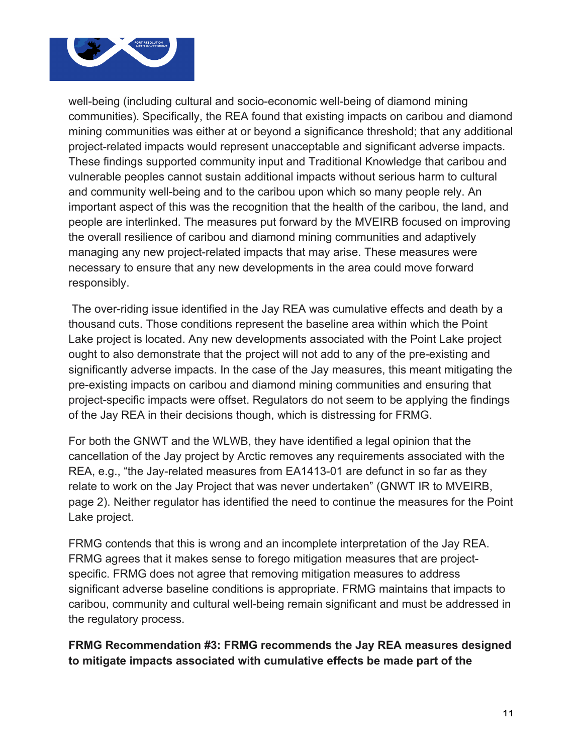well-being (including cultural and socio-economic well-being of diamond mining communities). Specifically, the REA found that existing impacts on caribou and diamond mining communities was either at or beyond a significance threshold; that any additional project-related impacts would represent unacceptable and significant adverse impacts. These findings supported community input and Traditional Knowledge that caribou and vulnerable peoples cannot sustain additional impacts without serious harm to cultural and community well-being and to the caribou upon which so many people rely. An important aspect of this was the recognition that the health of the caribou, the land, and people are interlinked. The measures put forward by the MVEIRB focused on improving the overall resilience of caribou and diamond mining communities and adaptively managing any new project-related impacts that may arise. These measures were necessary to ensure that any new developments in the area could move forward responsibly.

The over-riding issue identified in the Jay REA was cumulative effects and death by a thousand cuts. Those conditions represent the baseline area within which the Point Lake project is located. Any new developments associated with the Point Lake project ought to also demonstrate that the project will not add to any of the pre-existing and significantly adverse impacts. In the case of the Jay measures, this meant mitigating the pre-existing impacts on caribou and diamond mining communities and ensuring that project-specific impacts were offset. Regulators do not seem to be applying the findings of the Jay REA in their decisions though, which is distressing for FRMG.

For both the GNWT and the WLWB, they have identified a legal opinion that the cancellation of the Jay project by Arctic removes any requirements associated with the REA, e.g., “the Jay-related measures from EA1413-01 are defunct in so far as they relate to work on the Jay Project that was never undertaken” (GNWT IR to MVEIRB, page 2). Neither regulator has identified the need to continue the measures for the Point Lake project.

FRMG contends that this is wrong and an incomplete interpretation of the Jay REA. FRMG agrees that it makes sense to forego mitigation measures that are project-specific. FRMG does not agree that removing mitigation measures to address significant adverse baseline conditions is appropriate. FRMG maintains that impacts to caribou, community and cultural well-being remain significant and must be addressed in the regulatory process.

**FRMG Recommendation #3: FRMG recommends the Jay REA measures designed to mitigate impacts associated with cumulative effects be made part of the**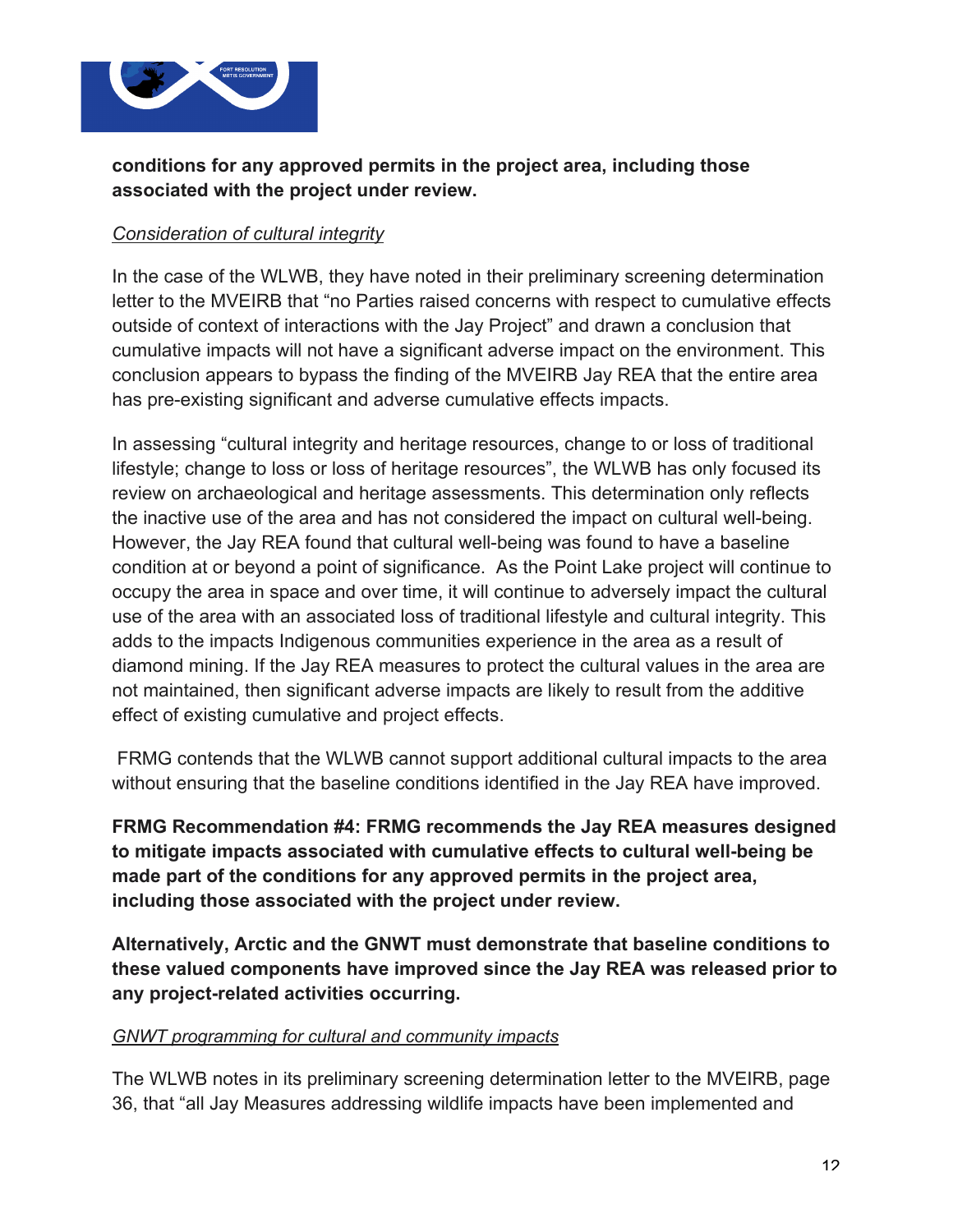**conditions for any approved permits in the project area, including those associated with the project under review.**

*Consideration of cultural integrity*

In the case of the WLWB, they have noted in their preliminary screening determination letter to the MVEIRB that "no Parties raised concerns with respect to cumulative effects outside of context of interactions with the Jay Project" and drawn a conclusion that cumulative impacts will not have a significant adverse impact on the environment. This conclusion appears to bypass the finding of the MVEIRB Jay REA that the entire area has pre-existing significant and adverse cumulative effects impacts.

In assessing "cultural integrity and heritage resources, change to or loss of traditional lifestyle; change to loss or loss of heritage resources", the WLWB has only focused its review on archaeological and heritage assessments. This determination only reflects the inactive use of the area and has not considered the impact on cultural well-being. However, the Jay REA found that cultural well-being was found to have a baseline condition at or beyond a point of significance. As the Point Lake project will continue to occupy the area in space and over time, it will continue to adversely impact the cultural use of the area with an associated loss of traditional lifestyle and cultural integrity. This adds to the impacts Indigenous communities experience in the area as a result of diamond mining. If the Jay REA measures to protect the cultural values in the area are not maintained, then significant adverse impacts are likely to result from the additive effect of existing cumulative and project effects.

FRMG contends that the WLWB cannot support additional cultural impacts to the area without ensuring that the baseline conditions identified in the Jay REA have improved.

**FRMG Recommendation #4: FRMG recommends the Jay REA measures designed to mitigate impacts associated with cumulative effects to cultural well-being be made part of the conditions for any approved permits in the project area, including those associated with the project under review.**

**Alternatively, Arctic and the GNWT must demonstrate that baseline conditions to these valued components have improved since the Jay REA was released prior to any project-related activities occurring.**

*GNWT programming for cultural and community impacts*

The WLWB notes in its preliminary screening determination letter to the MVEIRB, page 36, that "all Jay Measures addressing wildlife impacts have been implemented and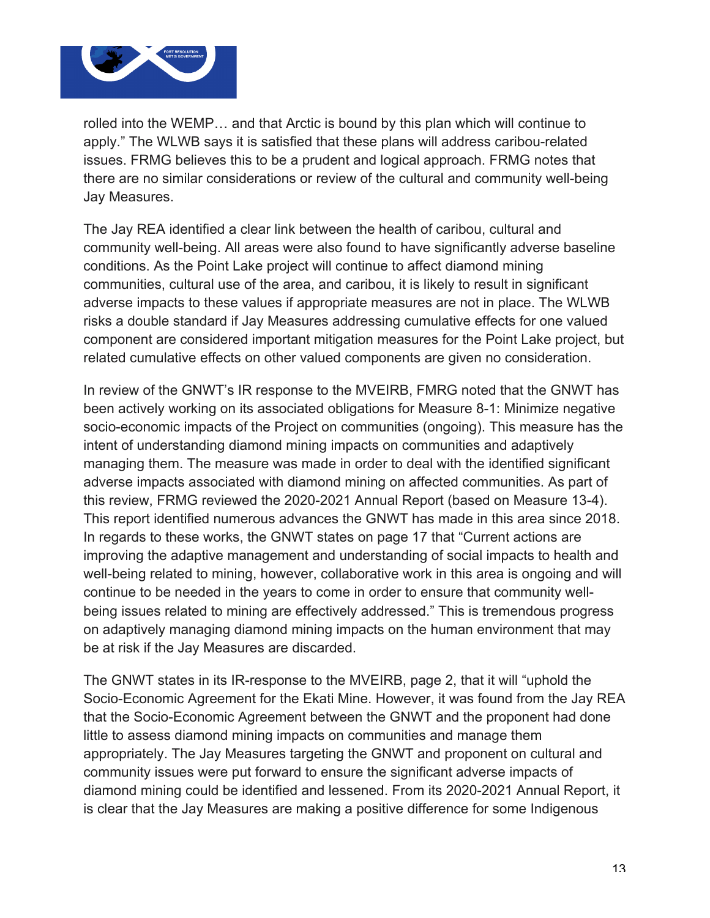rolled into the WEMP… and that Arctic is bound by this plan which will continue to apply." The WLWB says it is satisfied that these plans will address caribou-related issues. FRMG believes this to be a prudent and logical approach. FRMG notes that there are no similar considerations or review of the cultural and community well-being Jay Measures.

The Jay REA identified a clear link between the health of caribou, cultural and community well-being. All areas were also found to have significantly adverse baseline conditions. As the Point Lake project will continue to affect diamond mining communities, cultural use of the area, and caribou, it is likely to result in significant adverse impacts to these values if appropriate measures are not in place. The WLWB risks a double standard if Jay Measures addressing cumulative effects for one valued component are considered important mitigation measures for the Point Lake project, but related cumulative effects on other valued components are given no consideration.

In review of the GNWT's IR response to the MVEIRB, FMRG noted that the GNWT has been actively working on its associated obligations for Measure 8-1: Minimize negative socio-economic impacts of the Project on communities (ongoing). This measure has the intent of understanding diamond mining impacts on communities and adaptively managing them. The measure was made in order to deal with the identified significant adverse impacts associated with diamond mining on affected communities. As part of this review, FRMG reviewed the 2020-2021 Annual Report (based on Measure 13-4). This report identified numerous advances the GNWT has made in this area since 2018. In regards to these works, the GNWT states on page 17 that "Current actions are improving the adaptive management and understanding of social impacts to health and well-being related to mining, however, collaborative work in this area is ongoing and will continue to be needed in the years to come in order to ensure that community well-being issues related to mining are effectively addressed." This is tremendous progress on adaptively managing diamond mining impacts on the human environment that may be at risk if the Jay Measures are discarded.

The GNWT states in its IR-response to the MVEIRB, page 2, that it will "uphold the Socio-Economic Agreement for the Ekati Mine. However, it was found from the Jay REA that the Socio-Economic Agreement between the GNWT and the proponent had done little to assess diamond mining impacts on communities and manage them appropriately. The Jay Measures targeting the GNWT and proponent on cultural and community issues were put forward to ensure the significant adverse impacts of diamond mining could be identified and lessened. From its 2020-2021 Annual Report, it is clear that the Jay Measures are making a positive difference for some Indigenous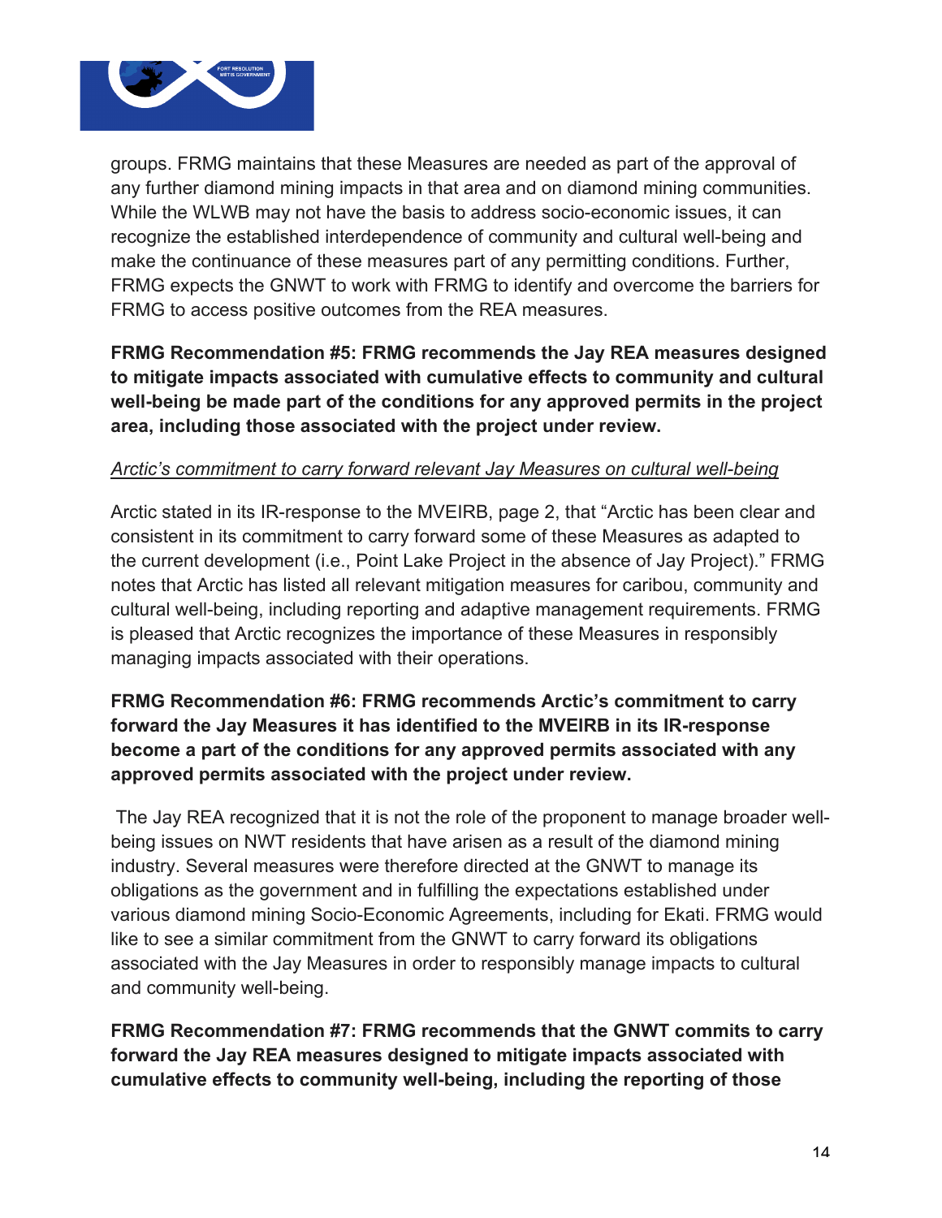groups. FRMG maintains that these Measures are needed as part of the approval of any further diamond mining impacts in that area and on diamond mining communities. While the WLWB may not have the basis to address socio-economic issues, it can recognize the established interdependence of community and cultural well-being and make the continuance of these measures part of any permitting conditions. Further, FRMG expects the GNWT to work with FRMG to identify and overcome the barriers for FRMG to access positive outcomes from the REA measures.

**FRMG Recommendation #5: FRMG recommends the Jay REA measures designed to mitigate impacts associated with cumulative effects to community and cultural well-being be made part of the conditions for any approved permits in the project area, including those associated with the project under review.**

*Arctic's commitment to carry forward relevant Jay Measures on cultural well-being*

Arctic stated in its IR-response to the MVEIRB, page 2, that "Arctic has been clear and consistent in its commitment to carry forward some of these Measures as adapted to the current development (i.e., Point Lake Project in the absence of Jay Project)." FRMG notes that Arctic has listed all relevant mitigation measures for caribou, community and cultural well-being, including reporting and adaptive management requirements. FRMG is pleased that Arctic recognizes the importance of these Measures in responsibly managing impacts associated with their operations.

**FRMG Recommendation #6: FRMG recommends Arctic's commitment to carry forward the Jay Measures it has identified to the MVEIRB in its IR-response become a part of the conditions for any approved permits associated with any approved permits associated with the project under review.**

The Jay REA recognized that it is not the role of the proponent to manage broader well-being issues on NWT residents that have arisen as a result of the diamond mining industry. Several measures were therefore directed at the GNWT to manage its obligations as the government and in fulfilling the expectations established under various diamond mining Socio-Economic Agreements, including for Ekati. FRMG would like to see a similar commitment from the GNWT to carry forward its obligations associated with the Jay Measures in order to responsibly manage impacts to cultural and community well-being.

**FRMG Recommendation #7: FRMG recommends that the GNWT commits to carry forward the Jay REA measures designed to mitigate impacts associated with cumulative effects to community well-being, including the reporting of those**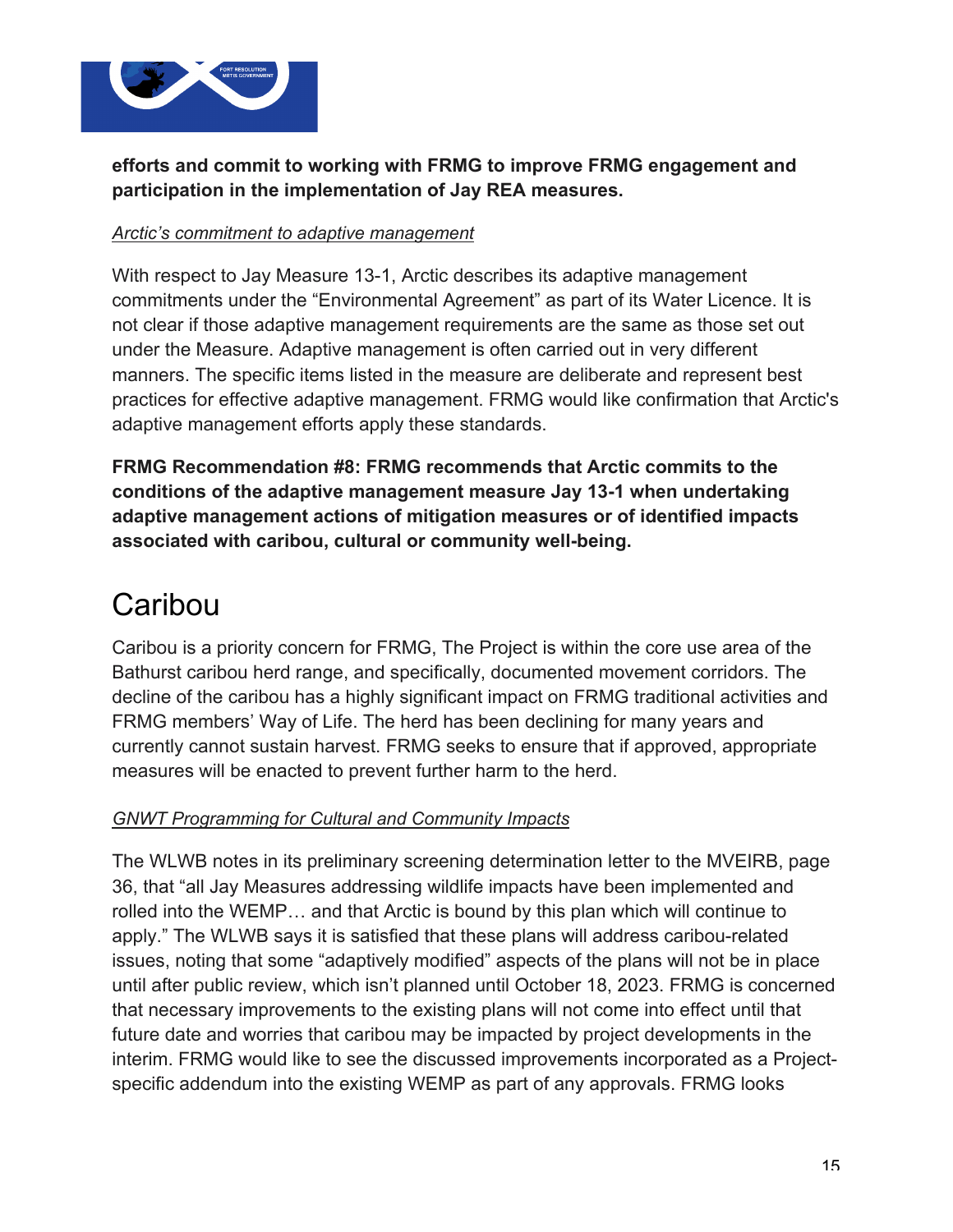**efforts and commit to working with FRMG to improve FRMG engagement and participation in the implementation of Jay REA measures.**

*Arctic's commitment to adaptive management*

With respect to Jay Measure 13-1, Arctic describes its adaptive management commitments under the "Environmental Agreement" as part of its Water Licence. It is not clear if those adaptive management requirements are the same as those set out under the Measure. Adaptive management is often carried out in very different manners. The specific items listed in the measure are deliberate and represent best practices for effective adaptive management. FRMG would like confirmation that Arctic's adaptive management efforts apply these standards.

**FRMG Recommendation #8: FRMG recommends that Arctic commits to the conditions of the adaptive management measure Jay 13-1 when undertaking adaptive management actions of mitigation measures or of identified impacts associated with caribou, cultural or community well-being.**

# Caribou

Caribou is a priority concern for FRMG, The Project is within the core use area of the Bathurst caribou herd range, and specifically, documented movement corridors. The decline of the caribou has a highly significant impact on FRMG traditional activities and FRMG members' Way of Life. The herd has been declining for many years and currently cannot sustain harvest. FRMG seeks to ensure that if approved, appropriate measures will be enacted to prevent further harm to the herd.

*GNWT Programming for Cultural and Community Impacts*

The WLWB notes in its preliminary screening determination letter to the MVEIRB, page 36, that "all Jay Measures addressing wildlife impacts have been implemented and rolled into the WEMP… and that Arctic is bound by this plan which will continue to apply." The WLWB says it is satisfied that these plans will address caribou-related issues, noting that some "adaptively modified" aspects of the plans will not be in place until after public review, which isn't planned until October 18, 2023. FRMG is concerned that necessary improvements to the existing plans will not come into effect until that future date and worries that caribou may be impacted by project developments in the interim. FRMG would like to see the discussed improvements incorporated as a Project-specific addendum into the existing WEMP as part of any approvals. FRMG looks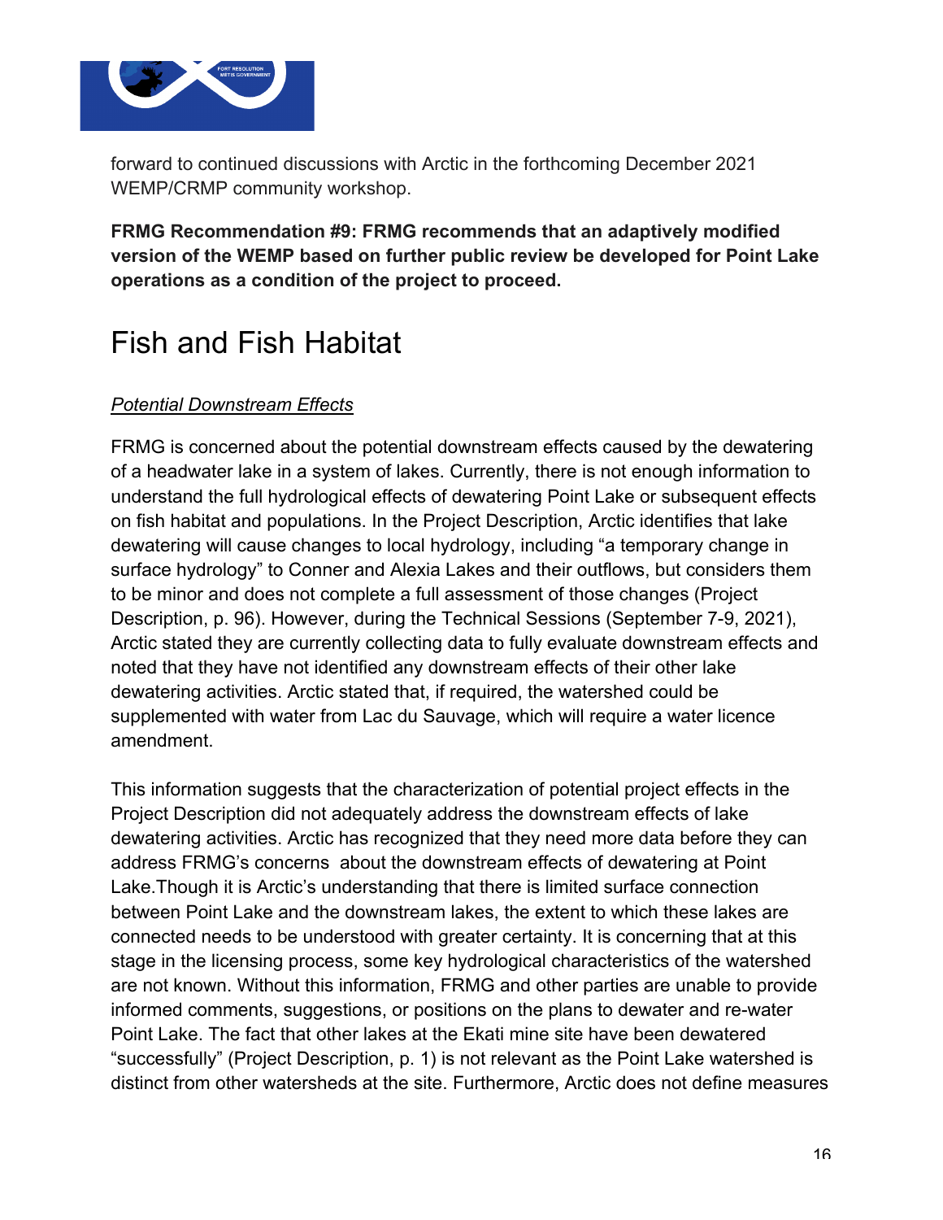forward to continued discussions with Arctic in the forthcoming December 2021 WEMP/CRMP community workshop.

**FRMG Recommendation #9: FRMG recommends that an adaptively modified version of the WEMP based on further public review be developed for Point Lake operations as a condition of the project to proceed.**

# Fish and Fish Habitat

*Potential Downstream Effects*

FRMG is concerned about the potential downstream effects caused by the dewatering of a headwater lake in a system of lakes. Currently, there is not enough information to understand the full hydrological effects of dewatering Point Lake or subsequent effects on fish habitat and populations. In the Project Description, Arctic identifies that lake dewatering will cause changes to local hydrology, including "a temporary change in surface hydrology" to Conner and Alexia Lakes and their outflows, but considers them to be minor and does not complete a full assessment of those changes (Project Description, p. 96). However, during the Technical Sessions (September 7-9, 2021), Arctic stated they are currently collecting data to fully evaluate downstream effects and noted that they have not identified any downstream effects of their other lake dewatering activities. Arctic stated that, if required, the watershed could be supplemented with water from Lac du Sauvage, which will require a water licence amendment.

This information suggests that the characterization of potential project effects in the Project Description did not adequately address the downstream effects of lake dewatering activities. Arctic has recognized that they need more data before they can address FRMG's concerns about the downstream effects of dewatering at Point Lake.Though it is Arctic's understanding that there is limited surface connection between Point Lake and the downstream lakes, the extent to which these lakes are connected needs to be understood with greater certainty. It is concerning that at this stage in the licensing process, some key hydrological characteristics of the watershed are not known. Without this information, FRMG and other parties are unable to provide informed comments, suggestions, or positions on the plans to dewater and re-water Point Lake. The fact that other lakes at the Ekati mine site have been dewatered "successfully" (Project Description, p. 1) is not relevant as the Point Lake watershed is distinct from other watersheds at the site. Furthermore, Arctic does not define measures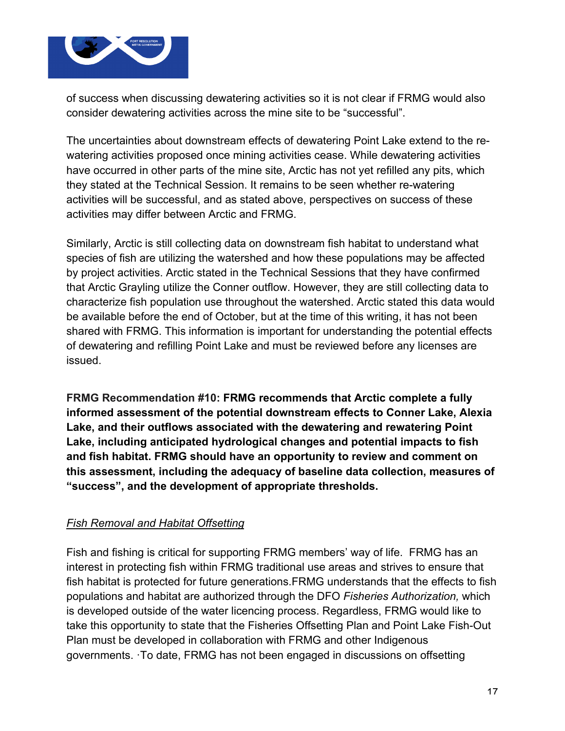of success when discussing dewatering activities so it is not clear if FRMG would also consider dewatering activities across the mine site to be "successful".

The uncertainties about downstream effects of dewatering Point Lake extend to the re-watering activities proposed once mining activities cease. While dewatering activities have occurred in other parts of the mine site, Arctic has not yet refilled any pits, which they stated at the Technical Session. It remains to be seen whether re-watering activities will be successful, and as stated above, perspectives on success of these activities may differ between Arctic and FRMG.

Similarly, Arctic is still collecting data on downstream fish habitat to understand what species of fish are utilizing the watershed and how these populations may be affected by project activities. Arctic stated in the Technical Sessions that they have confirmed that Arctic Grayling utilize the Conner outflow. However, they are still collecting data to characterize fish population use throughout the watershed. Arctic stated this data would be available before the end of October, but at the time of this writing, it has not been shared with FRMG. This information is important for understanding the potential effects of dewatering and refilling Point Lake and must be reviewed before any licenses are issued.

**FRMG Recommendation #10: FRMG recommends that Arctic complete a fully informed assessment of the potential downstream effects to Conner Lake, Alexia Lake, and their outflows associated with the dewatering and rewatering Point Lake, including anticipated hydrological changes and potential impacts to fish and fish habitat. FRMG should have an opportunity to review and comment on this assessment, including the adequacy of baseline data collection, measures of "success", and the development of appropriate thresholds.**

_Fish Removal and Habitat Offsetting_

Fish and fishing is critical for supporting FRMG members' way of life. FRMG has an interest in protecting fish within FRMG traditional use areas and strives to ensure that fish habitat is protected for future generations.FRMG understands that the effects to fish populations and habitat are authorized through the DFO *Fisheries Authorization,* which is developed outside of the water licencing process. Regardless, FRMG would like to take this opportunity to state that the Fisheries Offsetting Plan and Point Lake Fish-Out Plan must be developed in collaboration with FRMG and other Indigenous governments. ·To date, FRMG has not been engaged in discussions on offsetting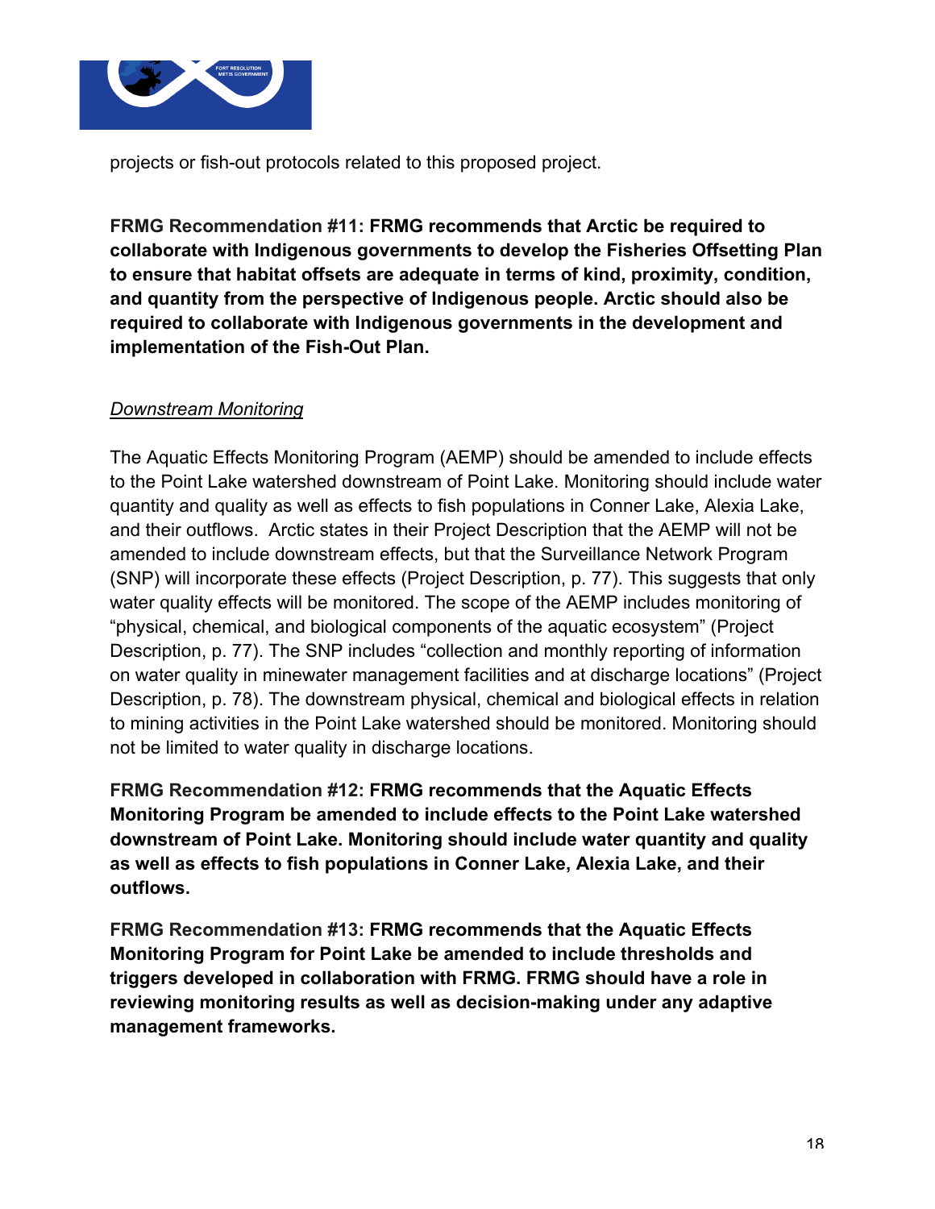projects or fish-out protocols related to this proposed project.

**FRMG Recommendation #11: FRMG recommends that Arctic be required to collaborate with Indigenous governments to develop the Fisheries Offsetting Plan to ensure that habitat offsets are adequate in terms of kind, proximity, condition, and quantity from the perspective of Indigenous people. Arctic should also be required to collaborate with Indigenous governments in the development and implementation of the Fish-Out Plan.**

_Downstream Monitoring_

The Aquatic Effects Monitoring Program (AEMP) should be amended to include effects to the Point Lake watershed downstream of Point Lake. Monitoring should include water quantity and quality as well as effects to fish populations in Conner Lake, Alexia Lake, and their outflows. Arctic states in their Project Description that the AEMP will not be amended to include downstream effects, but that the Surveillance Network Program (SNP) will incorporate these effects (Project Description, p. 77). This suggests that only water quality effects will be monitored. The scope of the AEMP includes monitoring of "physical, chemical, and biological components of the aquatic ecosystem" (Project Description, p. 77). The SNP includes "collection and monthly reporting of information on water quality in minewater management facilities and at discharge locations" (Project Description, p. 78). The downstream physical, chemical and biological effects in relation to mining activities in the Point Lake watershed should be monitored. Monitoring should not be limited to water quality in discharge locations.

**FRMG Recommendation #12: FRMG recommends that the Aquatic Effects Monitoring Program be amended to include effects to the Point Lake watershed downstream of Point Lake. Monitoring should include water quantity and quality as well as effects to fish populations in Conner Lake, Alexia Lake, and their outflows.**

**FRMG Recommendation #13: FRMG recommends that the Aquatic Effects Monitoring Program for Point Lake be amended to include thresholds and triggers developed in collaboration with FRMG. FRMG should have a role in reviewing monitoring results as well as decision-making under any adaptive management frameworks.**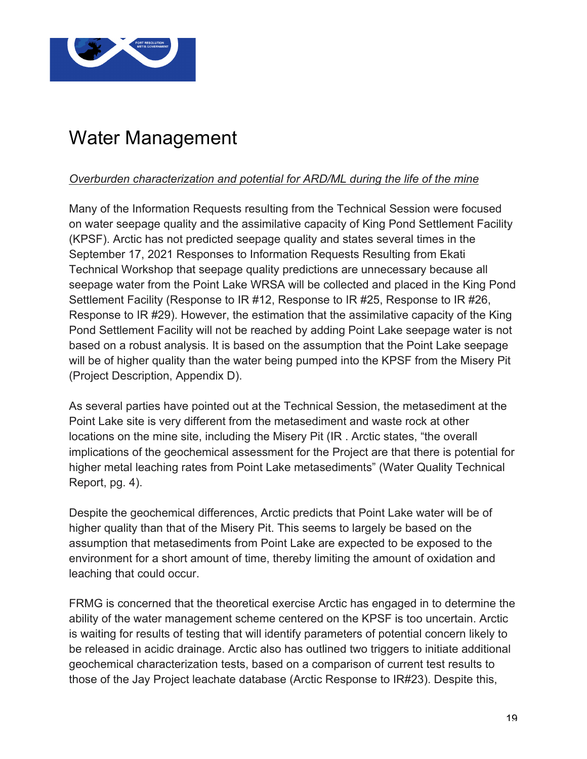# Water Management

*Overburden characterization and potential for ARD/ML during the life of the mine*

Many of the Information Requests resulting from the Technical Session were focused on water seepage quality and the assimilative capacity of King Pond Settlement Facility (KPSF). Arctic has not predicted seepage quality and states several times in the September 17, 2021 Responses to Information Requests Resulting from Ekati Technical Workshop that seepage quality predictions are unnecessary because all seepage water from the Point Lake WRSA will be collected and placed in the King Pond Settlement Facility (Response to IR #12, Response to IR #25, Response to IR #26, Response to IR #29). However, the estimation that the assimilative capacity of the King Pond Settlement Facility will not be reached by adding Point Lake seepage water is not based on a robust analysis. It is based on the assumption that the Point Lake seepage will be of higher quality than the water being pumped into the KPSF from the Misery Pit (Project Description, Appendix D).

As several parties have pointed out at the Technical Session, the metasediment at the Point Lake site is very different from the metasediment and waste rock at other locations on the mine site, including the Misery Pit (IR . Arctic states, "the overall implications of the geochemical assessment for the Project are that there is potential for higher metal leaching rates from Point Lake metasediments" (Water Quality Technical Report, pg. 4).

Despite the geochemical differences, Arctic predicts that Point Lake water will be of higher quality than that of the Misery Pit. This seems to largely be based on the assumption that metasediments from Point Lake are expected to be exposed to the environment for a short amount of time, thereby limiting the amount of oxidation and leaching that could occur.

FRMG is concerned that the theoretical exercise Arctic has engaged in to determine the ability of the water management scheme centered on the KPSF is too uncertain. Arctic is waiting for results of testing that will identify parameters of potential concern likely to be released in acidic drainage. Arctic also has outlined two triggers to initiate additional geochemical characterization tests, based on a comparison of current test results to those of the Jay Project leachate database (Arctic Response to IR#23). Despite this,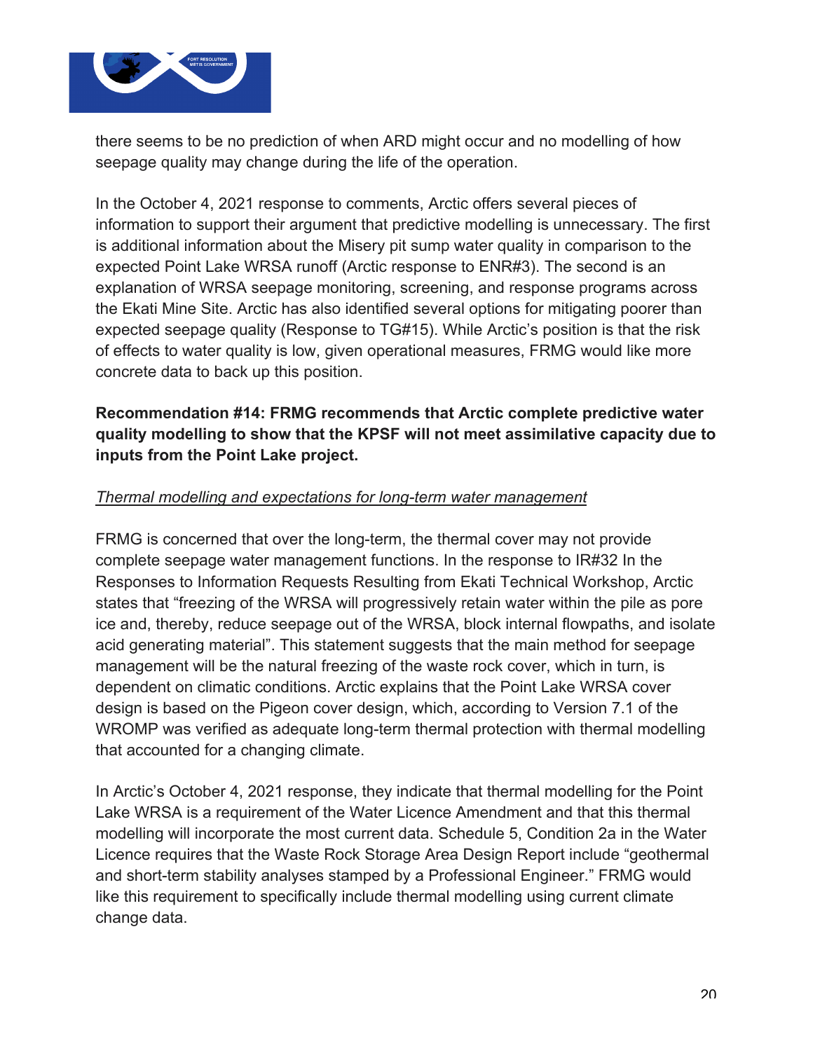there seems to be no prediction of when ARD might occur and no modelling of how seepage quality may change during the life of the operation.

In the October 4, 2021 response to comments, Arctic offers several pieces of information to support their argument that predictive modelling is unnecessary. The first is additional information about the Misery pit sump water quality in comparison to the expected Point Lake WRSA runoff (Arctic response to ENR#3). The second is an explanation of WRSA seepage monitoring, screening, and response programs across the Ekati Mine Site. Arctic has also identified several options for mitigating poorer than expected seepage quality (Response to TG#15). While Arctic's position is that the risk of effects to water quality is low, given operational measures, FRMG would like more concrete data to back up this position.

**Recommendation #14: FRMG recommends that Arctic complete predictive water quality modelling to show that the KPSF will not meet assimilative capacity due to inputs from the Point Lake project.**

_Thermal modelling and expectations for long-term water management_

FRMG is concerned that over the long-term, the thermal cover may not provide complete seepage water management functions. In the response to IR#32 In the Responses to Information Requests Resulting from Ekati Technical Workshop, Arctic states that "freezing of the WRSA will progressively retain water within the pile as pore ice and, thereby, reduce seepage out of the WRSA, block internal flowpaths, and isolate acid generating material". This statement suggests that the main method for seepage management will be the natural freezing of the waste rock cover, which in turn, is dependent on climatic conditions. Arctic explains that the Point Lake WRSA cover design is based on the Pigeon cover design, which, according to Version 7.1 of the WROMP was verified as adequate long-term thermal protection with thermal modelling that accounted for a changing climate.

In Arctic's October 4, 2021 response, they indicate that thermal modelling for the Point Lake WRSA is a requirement of the Water Licence Amendment and that this thermal modelling will incorporate the most current data. Schedule 5, Condition 2a in the Water Licence requires that the Waste Rock Storage Area Design Report include "geothermal and short-term stability analyses stamped by a Professional Engineer." FRMG would like this requirement to specifically include thermal modelling using current climate change data.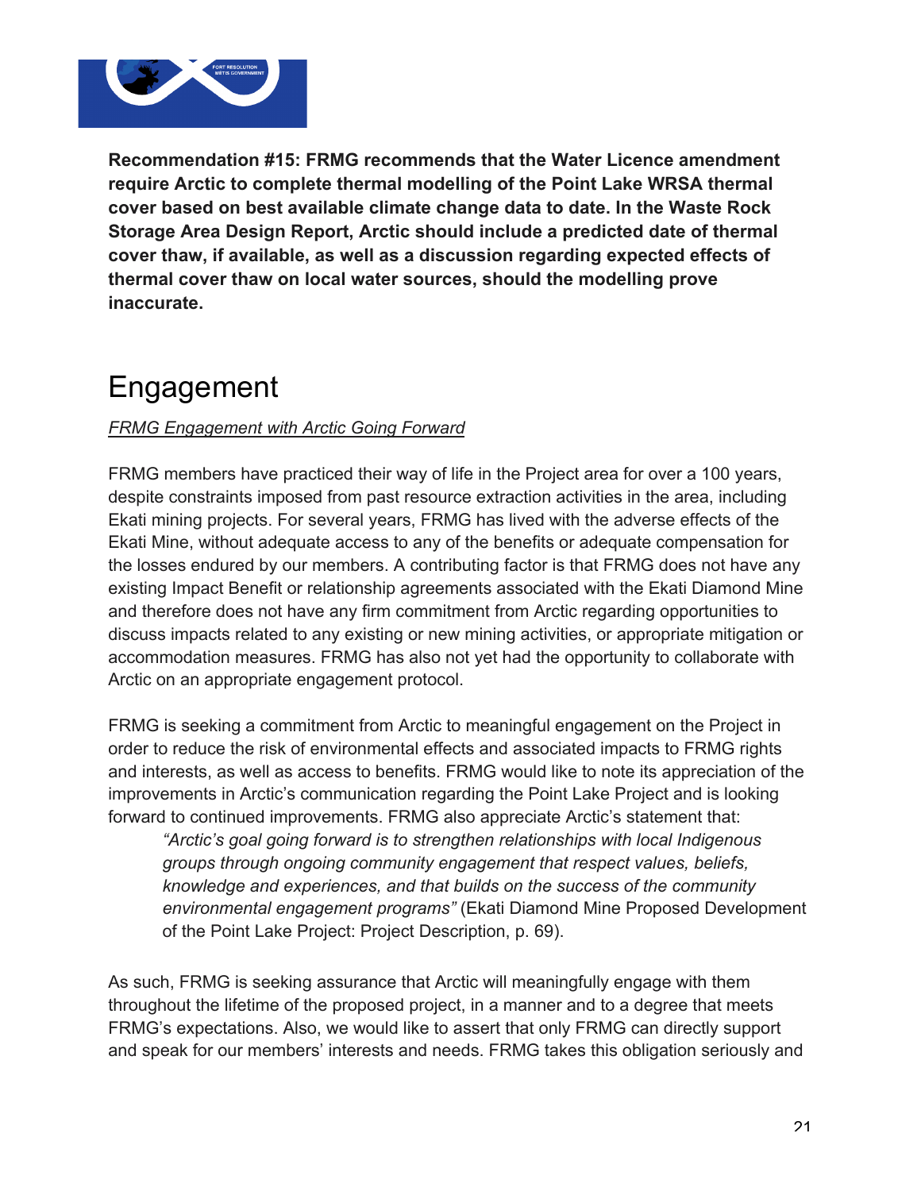**Recommendation #15: FRMG recommends that the Water Licence amendment require Arctic to complete thermal modelling of the Point Lake WRSA thermal cover based on best available climate change data to date. In the Waste Rock Storage Area Design Report, Arctic should include a predicted date of thermal cover thaw, if available, as well as a discussion regarding expected effects of thermal cover thaw on local water sources, should the modelling prove inaccurate.**

# Engagement

*FRMG Engagement with Arctic Going Forward*

FRMG members have practiced their way of life in the Project area for over a 100 years, despite constraints imposed from past resource extraction activities in the area, including Ekati mining projects. For several years, FRMG has lived with the adverse effects of the Ekati Mine, without adequate access to any of the benefits or adequate compensation for the losses endured by our members. A contributing factor is that FRMG does not have any existing Impact Benefit or relationship agreements associated with the Ekati Diamond Mine and therefore does not have any firm commitment from Arctic regarding opportunities to discuss impacts related to any existing or new mining activities, or appropriate mitigation or accommodation measures. FRMG has also not yet had the opportunity to collaborate with Arctic on an appropriate engagement protocol.

FRMG is seeking a commitment from Arctic to meaningful engagement on the Project in order to reduce the risk of environmental effects and associated impacts to FRMG rights and interests, as well as access to benefits. FRMG would like to note its appreciation of the improvements in Arctic's communication regarding the Point Lake Project and is looking forward to continued improvements. FRMG also appreciate Arctic's statement that:

> *"Arctic's goal going forward is to strengthen relationships with local Indigenous groups through ongoing community engagement that respect values, beliefs, knowledge and experiences, and that builds on the success of the community environmental engagement programs"* (Ekati Diamond Mine Proposed Development of the Point Lake Project: Project Description, p. 69).

As such, FRMG is seeking assurance that Arctic will meaningfully engage with them throughout the lifetime of the proposed project, in a manner and to a degree that meets FRMG's expectations. Also, we would like to assert that only FRMG can directly support and speak for our members' interests and needs. FRMG takes this obligation seriously and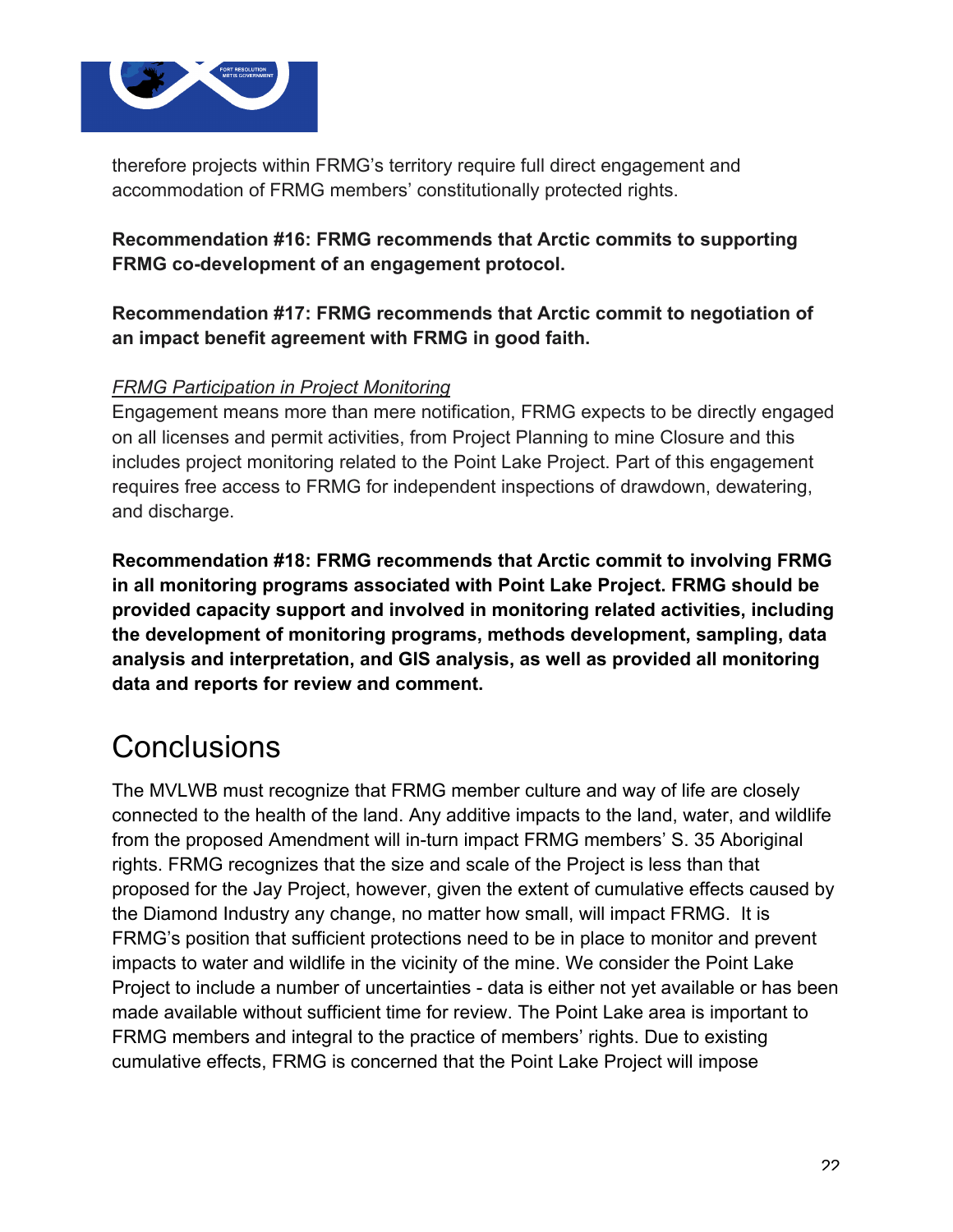therefore projects within FRMG's territory require full direct engagement and accommodation of FRMG members' constitutionally protected rights.

**Recommendation #16: FRMG recommends that Arctic commits to supporting FRMG co-development of an engagement protocol.**

**Recommendation #17: FRMG recommends that Arctic commit to negotiation of an impact benefit agreement with FRMG in good faith.**

*FRMG Participation in Project Monitoring*

Engagement means more than mere notification, FRMG expects to be directly engaged on all licenses and permit activities, from Project Planning to mine Closure and this includes project monitoring related to the Point Lake Project. Part of this engagement requires free access to FRMG for independent inspections of drawdown, dewatering, and discharge.

**Recommendation #18: FRMG recommends that Arctic commit to involving FRMG in all monitoring programs associated with Point Lake Project. FRMG should be provided capacity support and involved in monitoring related activities, including the development of monitoring programs, methods development, sampling, data analysis and interpretation, and GIS analysis, as well as provided all monitoring data and reports for review and comment.**

# Conclusions

The MVLWB must recognize that FRMG member culture and way of life are closely connected to the health of the land. Any additive impacts to the land, water, and wildlife from the proposed Amendment will in-turn impact FRMG members' S. 35 Aboriginal rights. FRMG recognizes that the size and scale of the Project is less than that proposed for the Jay Project, however, given the extent of cumulative effects caused by the Diamond Industry any change, no matter how small, will impact FRMG. It is FRMG's position that sufficient protections need to be in place to monitor and prevent impacts to water and wildlife in the vicinity of the mine. We consider the Point Lake Project to include a number of uncertainties - data is either not yet available or has been made available without sufficient time for review. The Point Lake area is important to FRMG members and integral to the practice of members' rights. Due to existing cumulative effects, FRMG is concerned that the Point Lake Project will impose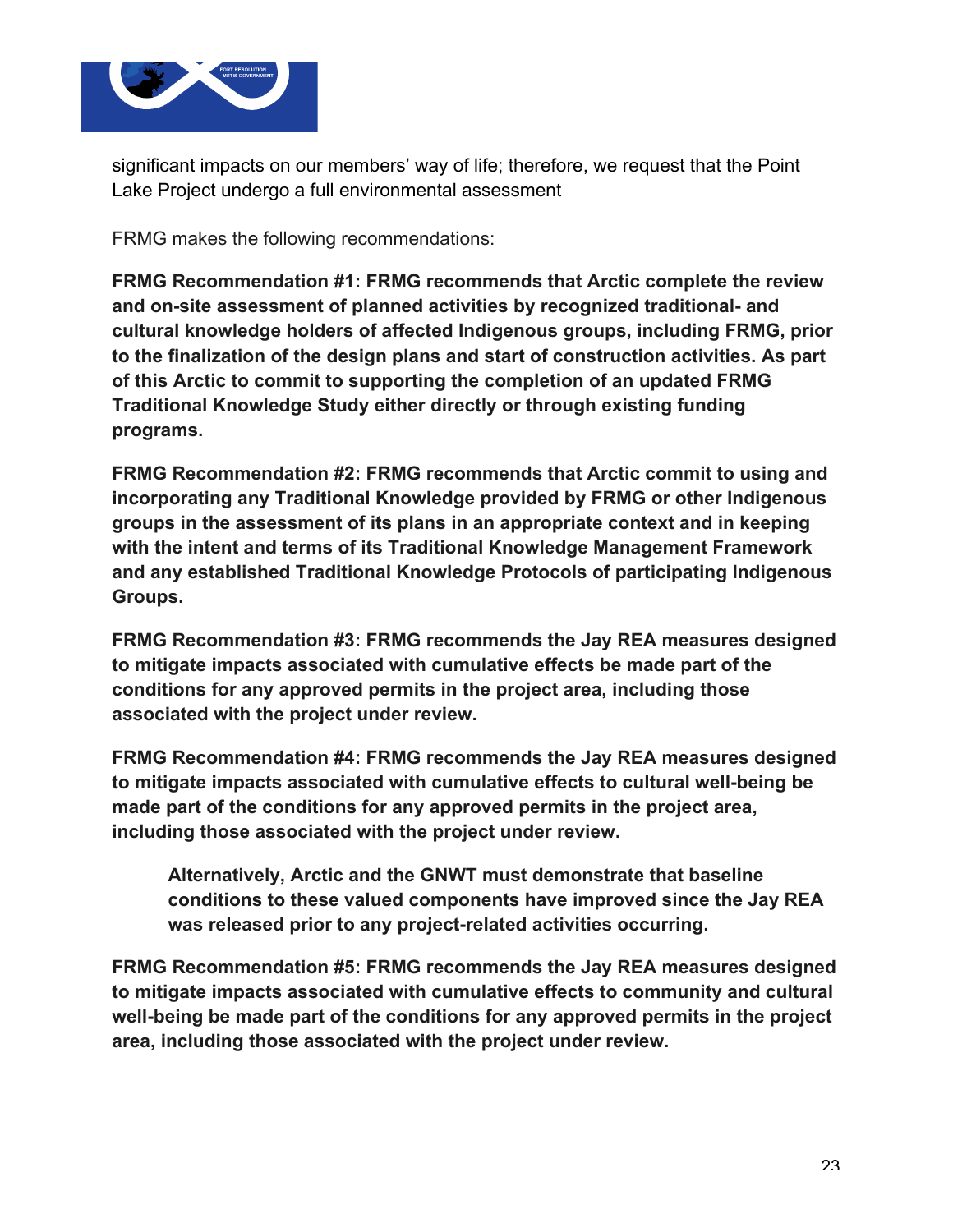significant impacts on our members' way of life; therefore, we request that the Point Lake Project undergo a full environmental assessment

FRMG makes the following recommendations:

**FRMG Recommendation #1: FRMG recommends that Arctic complete the review and on-site assessment of planned activities by recognized traditional- and cultural knowledge holders of affected Indigenous groups, including FRMG, prior to the finalization of the design plans and start of construction activities. As part of this Arctic to commit to supporting the completion of an updated FRMG Traditional Knowledge Study either directly or through existing funding programs.**

**FRMG Recommendation #2: FRMG recommends that Arctic commit to using and incorporating any Traditional Knowledge provided by FRMG or other Indigenous groups in the assessment of its plans in an appropriate context and in keeping with the intent and terms of its Traditional Knowledge Management Framework and any established Traditional Knowledge Protocols of participating Indigenous Groups.**

**FRMG Recommendation #3: FRMG recommends the Jay REA measures designed to mitigate impacts associated with cumulative effects be made part of the conditions for any approved permits in the project area, including those associated with the project under review.**

**FRMG Recommendation #4: FRMG recommends the Jay REA measures designed to mitigate impacts associated with cumulative effects to cultural well-being be made part of the conditions for any approved permits in the project area, including those associated with the project under review.**

> **Alternatively, Arctic and the GNWT must demonstrate that baseline conditions to these valued components have improved since the Jay REA was released prior to any project-related activities occurring.**

**FRMG Recommendation #5: FRMG recommends the Jay REA measures designed to mitigate impacts associated with cumulative effects to community and cultural well-being be made part of the conditions for any approved permits in the project area, including those associated with the project under review.**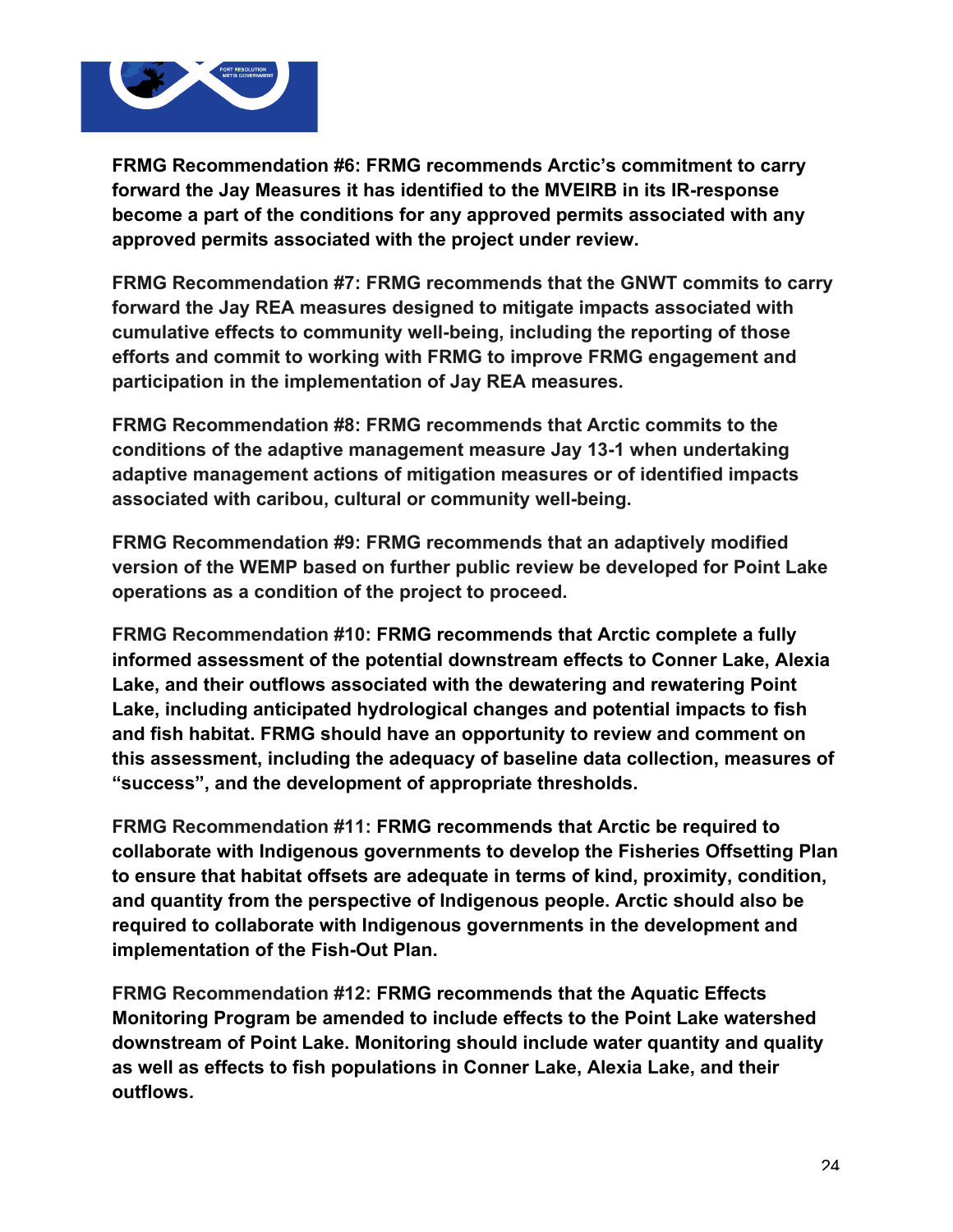**FRMG Recommendation #6: FRMG recommends Arctic's commitment to carry forward the Jay Measures it has identified to the MVEIRB in its IR-response become a part of the conditions for any approved permits associated with any approved permits associated with the project under review.**

**FRMG Recommendation #7: FRMG recommends that the GNWT commits to carry forward the Jay REA measures designed to mitigate impacts associated with cumulative effects to community well-being, including the reporting of those efforts and commit to working with FRMG to improve FRMG engagement and participation in the implementation of Jay REA measures.**

**FRMG Recommendation #8: FRMG recommends that Arctic commits to the conditions of the adaptive management measure Jay 13-1 when undertaking adaptive management actions of mitigation measures or of identified impacts associated with caribou, cultural or community well-being.**

**FRMG Recommendation #9: FRMG recommends that an adaptively modified version of the WEMP based on further public review be developed for Point Lake operations as a condition of the project to proceed.**

**FRMG Recommendation #10: FRMG recommends that Arctic complete a fully informed assessment of the potential downstream effects to Conner Lake, Alexia Lake, and their outflows associated with the dewatering and rewatering Point Lake, including anticipated hydrological changes and potential impacts to fish and fish habitat. FRMG should have an opportunity to review and comment on this assessment, including the adequacy of baseline data collection, measures of "success", and the development of appropriate thresholds.**

**FRMG Recommendation #11: FRMG recommends that Arctic be required to collaborate with Indigenous governments to develop the Fisheries Offsetting Plan to ensure that habitat offsets are adequate in terms of kind, proximity, condition, and quantity from the perspective of Indigenous people. Arctic should also be required to collaborate with Indigenous governments in the development and implementation of the Fish-Out Plan.**

**FRMG Recommendation #12: FRMG recommends that the Aquatic Effects Monitoring Program be amended to include effects to the Point Lake watershed downstream of Point Lake. Monitoring should include water quantity and quality as well as effects to fish populations in Conner Lake, Alexia Lake, and their outflows.**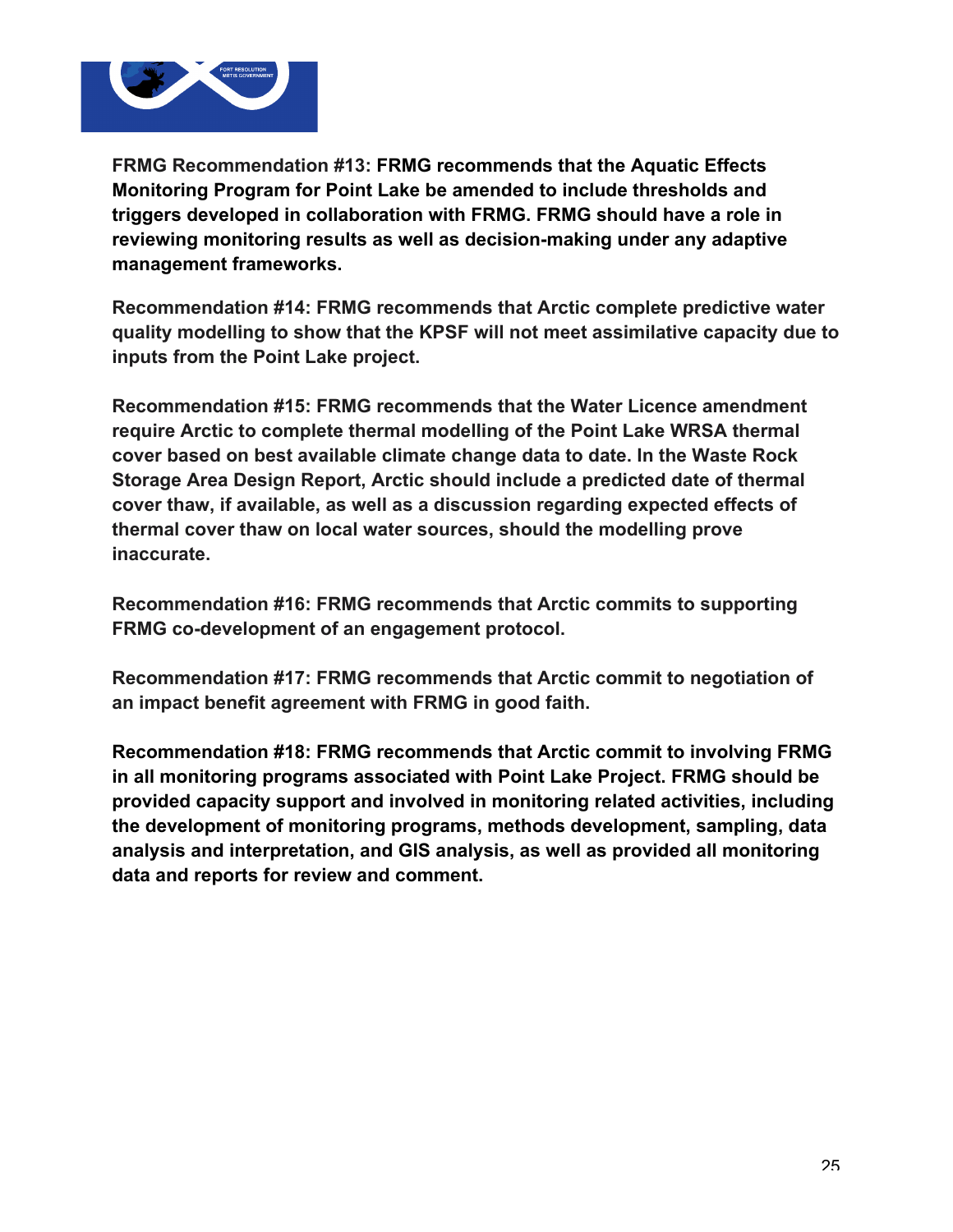**FRMG Recommendation #13: FRMG recommends that the Aquatic Effects Monitoring Program for Point Lake be amended to include thresholds and triggers developed in collaboration with FRMG. FRMG should have a role in reviewing monitoring results as well as decision-making under any adaptive management frameworks.**

**Recommendation #14: FRMG recommends that Arctic complete predictive water quality modelling to show that the KPSF will not meet assimilative capacity due to inputs from the Point Lake project.**

**Recommendation #15: FRMG recommends that the Water Licence amendment require Arctic to complete thermal modelling of the Point Lake WRSA thermal cover based on best available climate change data to date. In the Waste Rock Storage Area Design Report, Arctic should include a predicted date of thermal cover thaw, if available, as well as a discussion regarding expected effects of thermal cover thaw on local water sources, should the modelling prove inaccurate.**

**Recommendation #16: FRMG recommends that Arctic commits to supporting FRMG co-development of an engagement protocol.**

**Recommendation #17: FRMG recommends that Arctic commit to negotiation of an impact benefit agreement with FRMG in good faith.**

**Recommendation #18: FRMG recommends that Arctic commit to involving FRMG in all monitoring programs associated with Point Lake Project. FRMG should be provided capacity support and involved in monitoring related activities, including the development of monitoring programs, methods development, sampling, data analysis and interpretation, and GIS analysis, as well as provided all monitoring data and reports for review and comment.**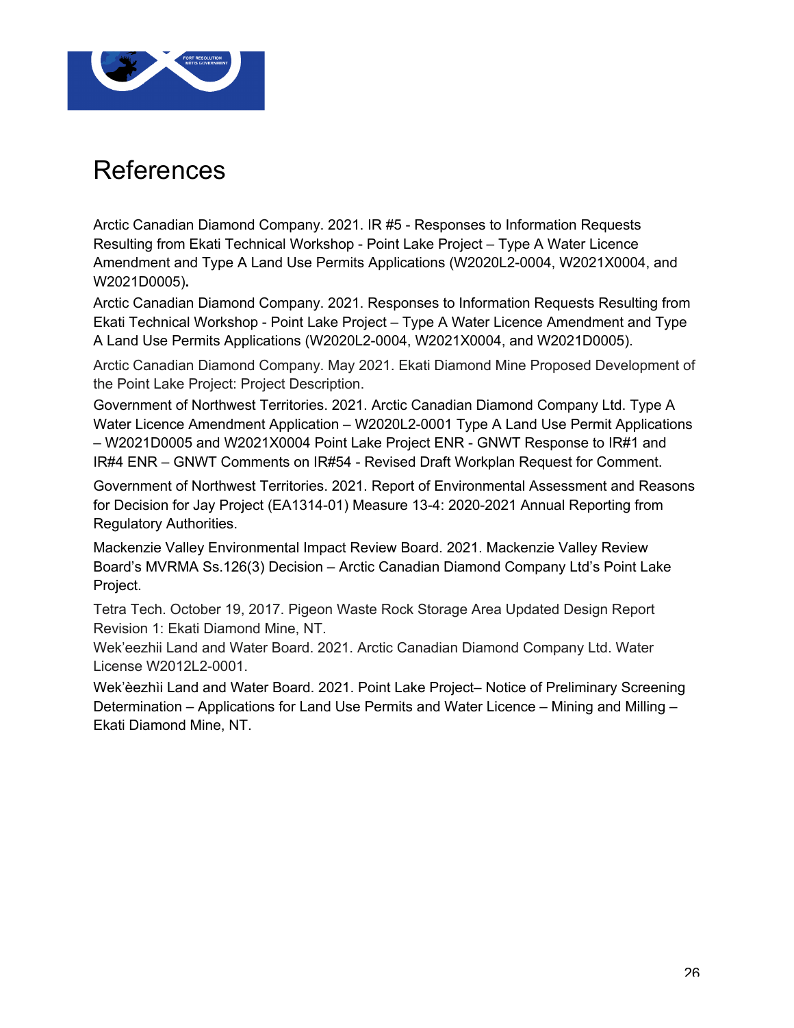# References

Arctic Canadian Diamond Company. 2021. IR #5 - Responses to Information Requests Resulting from Ekati Technical Workshop - Point Lake Project – Type A Water Licence Amendment and Type A Land Use Permits Applications (W2020L2-0004, W2021X0004, and W2021D0005).

Arctic Canadian Diamond Company. 2021. Responses to Information Requests Resulting from Ekati Technical Workshop - Point Lake Project – Type A Water Licence Amendment and Type A Land Use Permits Applications (W2020L2-0004, W2021X0004, and W2021D0005).

Arctic Canadian Diamond Company. May 2021. Ekati Diamond Mine Proposed Development of the Point Lake Project: Project Description.

Government of Northwest Territories. 2021. Arctic Canadian Diamond Company Ltd. Type A Water Licence Amendment Application – W2020L2-0001 Type A Land Use Permit Applications – W2021D0005 and W2021X0004 Point Lake Project ENR - GNWT Response to IR#1 and IR#4 ENR – GNWT Comments on IR#54 - Revised Draft Workplan Request for Comment.

Government of Northwest Territories. 2021. Report of Environmental Assessment and Reasons for Decision for Jay Project (EA1314-01) Measure 13-4: 2020-2021 Annual Reporting from Regulatory Authorities.

Mackenzie Valley Environmental Impact Review Board. 2021. Mackenzie Valley Review Board's MVRMA Ss.126(3) Decision – Arctic Canadian Diamond Company Ltd's Point Lake Project.

Tetra Tech. October 19, 2017. Pigeon Waste Rock Storage Area Updated Design Report Revision 1: Ekati Diamond Mine, NT.

Wek'eezhii Land and Water Board. 2021. Arctic Canadian Diamond Company Ltd. Water License W2012L2-0001.

Wek'èezhìi Land and Water Board. 2021. Point Lake Project– Notice of Preliminary Screening Determination – Applications for Land Use Permits and Water Licence – Mining and Milling – Ekati Diamond Mine, NT.